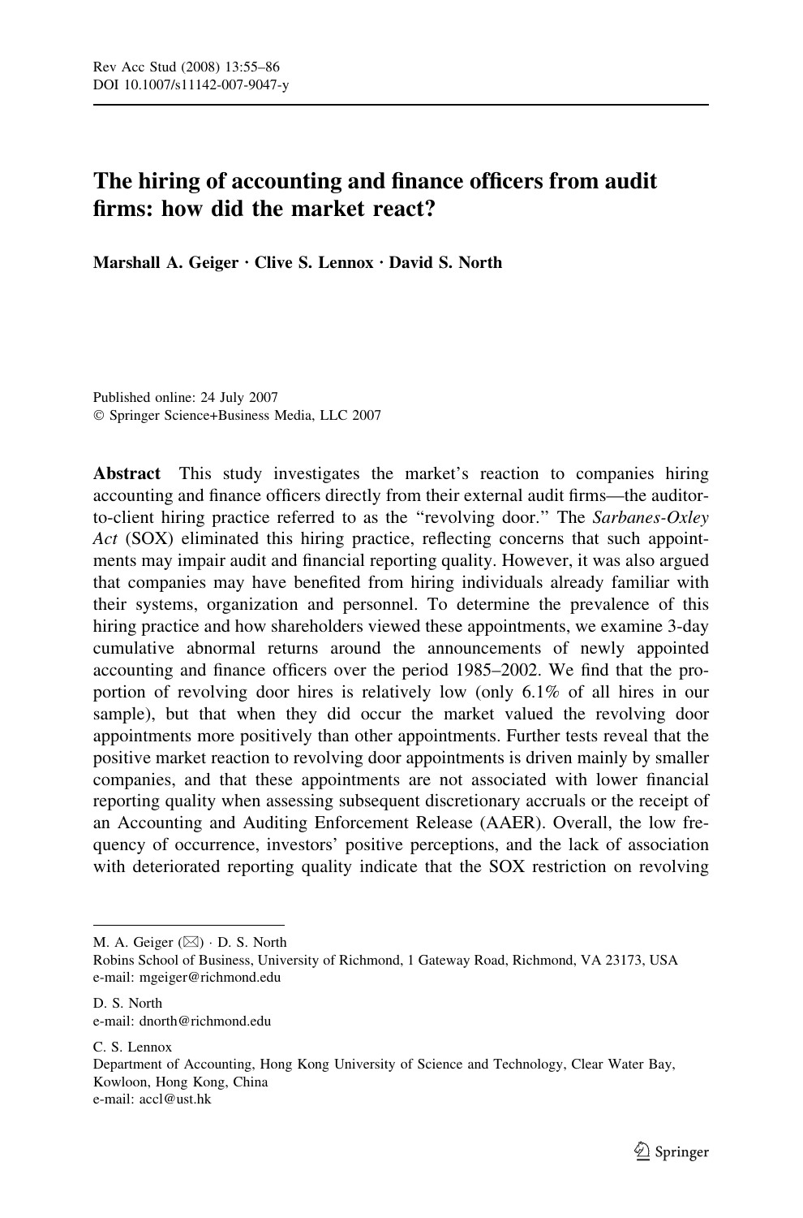# The hiring of accounting and finance officers from audit firms: how did the market react?

**Marshall A. Geiger · Clive S. Lennox · David S. North**

Published online: 24 July 2007
© Springer Science+Business Media, LLC 2007

**Abstract** This study investigates the market's reaction to companies hiring accounting and finance officers directly from their external audit firms—the auditor-to-client hiring practice referred to as the "revolving door." The *Sarbanes-Oxley Act* (SOX) eliminated this hiring practice, reflecting concerns that such appointments may impair audit and financial reporting quality. However, it was also argued that companies may have benefited from hiring individuals already familiar with their systems, organization and personnel. To determine the prevalence of this hiring practice and how shareholders viewed these appointments, we examine 3-day cumulative abnormal returns around the announcements of newly appointed accounting and finance officers over the period 1985–2002. We find that the proportion of revolving door hires is relatively low (only 6.1% of all hires in our sample), but that when they did occur the market valued the revolving door appointments more positively than other appointments. Further tests reveal that the positive market reaction to revolving door appointments is driven mainly by smaller companies, and that these appointments are not associated with lower financial reporting quality when assessing subsequent discretionary accruals or the receipt of an Accounting and Auditing Enforcement Release (AAER). Overall, the low frequency of occurrence, investors' positive perceptions, and the lack of association with deteriorated reporting quality indicate that the SOX restriction on revolving

---

M. A. Geiger (✉) · D. S. North
Robins School of Business, University of Richmond, 1 Gateway Road, Richmond, VA 23173, USA
e-mail: mgeiger@richmond.edu

D. S. North
e-mail: dnorth@richmond.edu

C. S. Lennox
Department of Accounting, Hong Kong University of Science and Technology, Clear Water Bay, Kowloon, Hong Kong, China
e-mail: accl@ust.hk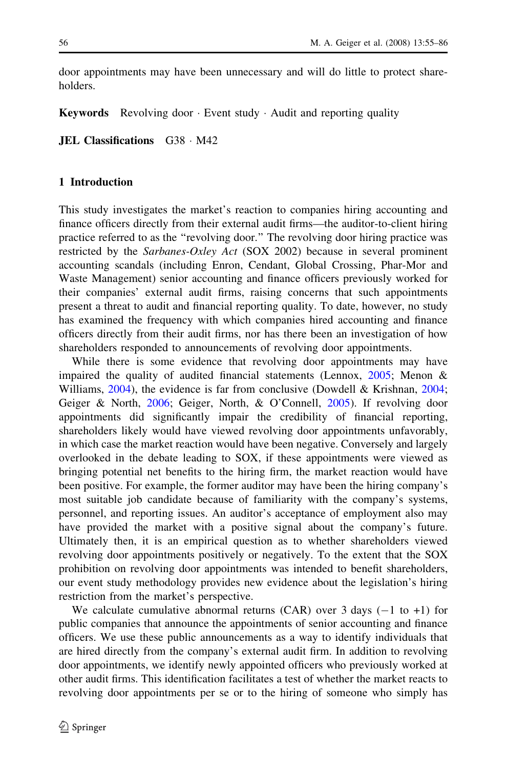door appointments may have been unnecessary and will do little to protect shareholders.

**Keywords** Revolving door · Event study · Audit and reporting quality

**JEL Classifications** G38 · M42

## 1 Introduction

This study investigates the market's reaction to companies hiring accounting and finance officers directly from their external audit firms—the auditor-to-client hiring practice referred to as the "revolving door." The revolving door hiring practice was restricted by the *Sarbanes-Oxley Act* (SOX 2002) because in several prominent accounting scandals (including Enron, Cendant, Global Crossing, Phar-Mor and Waste Management) senior accounting and finance officers previously worked for their companies' external audit firms, raising concerns that such appointments present a threat to audit and financial reporting quality. To date, however, no study has examined the frequency with which companies hired accounting and finance officers directly from their audit firms, nor has there been an investigation of how shareholders responded to announcements of revolving door appointments.

While there is some evidence that revolving door appointments may have impaired the quality of audited financial statements (Lennox, 2005; Menon & Williams, 2004), the evidence is far from conclusive (Dowdell & Krishnan, 2004; Geiger & North, 2006; Geiger, North, & O'Connell, 2005). If revolving door appointments did significantly impair the credibility of financial reporting, shareholders likely would have viewed revolving door appointments unfavorably, in which case the market reaction would have been negative. Conversely and largely overlooked in the debate leading to SOX, if these appointments were viewed as bringing potential net benefits to the hiring firm, the market reaction would have been positive. For example, the former auditor may have been the hiring company's most suitable job candidate because of familiarity with the company's systems, personnel, and reporting issues. An auditor's acceptance of employment also may have provided the market with a positive signal about the company's future. Ultimately then, it is an empirical question as to whether shareholders viewed revolving door appointments positively or negatively. To the extent that the SOX prohibition on revolving door appointments was intended to benefit shareholders, our event study methodology provides new evidence about the legislation's hiring restriction from the market's perspective.

We calculate cumulative abnormal returns (CAR) over 3 days (−1 to +1) for public companies that announce the appointments of senior accounting and finance officers. We use these public announcements as a way to identify individuals that are hired directly from the company's external audit firm. In addition to revolving door appointments, we identify newly appointed officers who previously worked at other audit firms. This identification facilitates a test of whether the market reacts to revolving door appointments per se or to the hiring of someone who simply has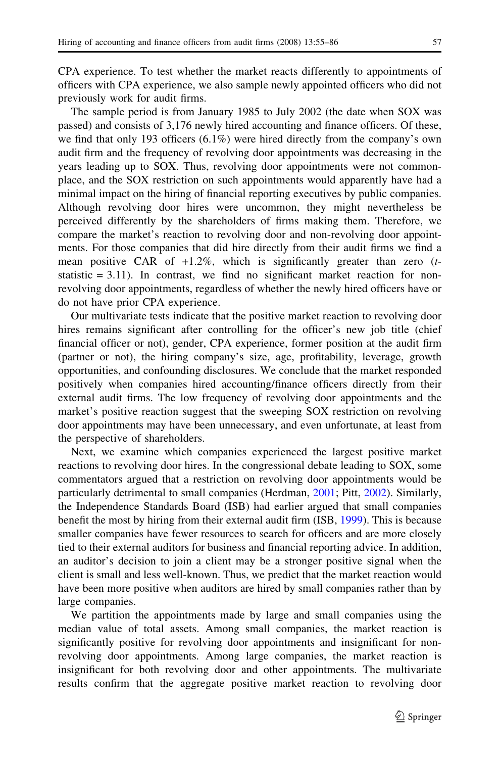CPA experience. To test whether the market reacts differently to appointments of officers with CPA experience, we also sample newly appointed officers who did not previously work for audit firms.

The sample period is from January 1985 to July 2002 (the date when SOX was passed) and consists of 3,176 newly hired accounting and finance officers. Of these, we find that only 193 officers (6.1%) were hired directly from the company's own audit firm and the frequency of revolving door appointments was decreasing in the years leading up to SOX. Thus, revolving door appointments were not commonplace, and the SOX restriction on such appointments would apparently have had a minimal impact on the hiring of financial reporting executives by public companies. Although revolving door hires were uncommon, they might nevertheless be perceived differently by the shareholders of firms making them. Therefore, we compare the market's reaction to revolving door and non-revolving door appointments. For those companies that did hire directly from their audit firms we find a mean positive CAR of +1.2%, which is significantly greater than zero ($t$-statistic = 3.11). In contrast, we find no significant market reaction for non-revolving door appointments, regardless of whether the newly hired officers have or do not have prior CPA experience.

Our multivariate tests indicate that the positive market reaction to revolving door hires remains significant after controlling for the officer's new job title (chief financial officer or not), gender, CPA experience, former position at the audit firm (partner or not), the hiring company's size, age, profitability, leverage, growth opportunities, and confounding disclosures. We conclude that the market responded positively when companies hired accounting/finance officers directly from their external audit firms. The low frequency of revolving door appointments and the market's positive reaction suggest that the sweeping SOX restriction on revolving door appointments may have been unnecessary, and even unfortunate, at least from the perspective of shareholders.

Next, we examine which companies experienced the largest positive market reactions to revolving door hires. In the congressional debate leading to SOX, some commentators argued that a restriction on revolving door appointments would be particularly detrimental to small companies (Herdman, 2001; Pitt, 2002). Similarly, the Independence Standards Board (ISB) had earlier argued that small companies benefit the most by hiring from their external audit firm (ISB, 1999). This is because smaller companies have fewer resources to search for officers and are more closely tied to their external auditors for business and financial reporting advice. In addition, an auditor's decision to join a client may be a stronger positive signal when the client is small and less well-known. Thus, we predict that the market reaction would have been more positive when auditors are hired by small companies rather than by large companies.

We partition the appointments made by large and small companies using the median value of total assets. Among small companies, the market reaction is significantly positive for revolving door appointments and insignificant for non-revolving door appointments. Among large companies, the market reaction is insignificant for both revolving door and other appointments. The multivariate results confirm that the aggregate positive market reaction to revolving door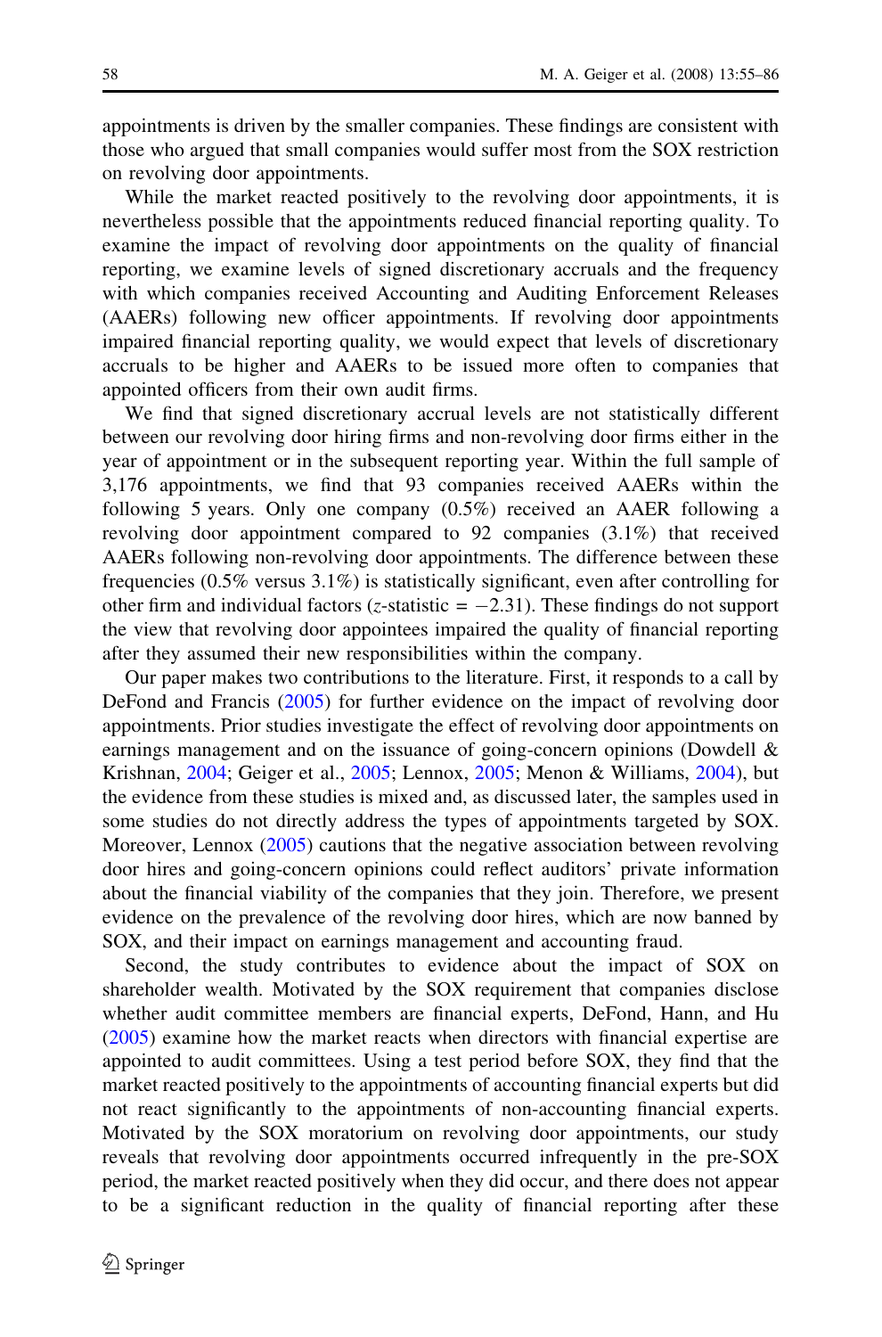appointments is driven by the smaller companies. These findings are consistent with those who argued that small companies would suffer most from the SOX restriction on revolving door appointments.

While the market reacted positively to the revolving door appointments, it is nevertheless possible that the appointments reduced financial reporting quality. To examine the impact of revolving door appointments on the quality of financial reporting, we examine levels of signed discretionary accruals and the frequency with which companies received Accounting and Auditing Enforcement Releases (AAERs) following new officer appointments. If revolving door appointments impaired financial reporting quality, we would expect that levels of discretionary accruals to be higher and AAERs to be issued more often to companies that appointed officers from their own audit firms.

We find that signed discretionary accrual levels are not statistically different between our revolving door hiring firms and non-revolving door firms either in the year of appointment or in the subsequent reporting year. Within the full sample of 3,176 appointments, we find that 93 companies received AAERs within the following 5 years. Only one company (0.5%) received an AAER following a revolving door appointment compared to 92 companies (3.1%) that received AAERs following non-revolving door appointments. The difference between these frequencies (0.5% versus 3.1%) is statistically significant, even after controlling for other firm and individual factors ($z$-statistic = −2.31). These findings do not support the view that revolving door appointees impaired the quality of financial reporting after they assumed their new responsibilities within the company.

Our paper makes two contributions to the literature. First, it responds to a call by DeFond and Francis (2005) for further evidence on the impact of revolving door appointments. Prior studies investigate the effect of revolving door appointments on earnings management and on the issuance of going-concern opinions (Dowdell & Krishnan, 2004; Geiger et al., 2005; Lennox, 2005; Menon & Williams, 2004), but the evidence from these studies is mixed and, as discussed later, the samples used in some studies do not directly address the types of appointments targeted by SOX. Moreover, Lennox (2005) cautions that the negative association between revolving door hires and going-concern opinions could reflect auditors' private information about the financial viability of the companies that they join. Therefore, we present evidence on the prevalence of the revolving door hires, which are now banned by SOX, and their impact on earnings management and accounting fraud.

Second, the study contributes to evidence about the impact of SOX on shareholder wealth. Motivated by the SOX requirement that companies disclose whether audit committee members are financial experts, DeFond, Hann, and Hu (2005) examine how the market reacts when directors with financial expertise are appointed to audit committees. Using a test period before SOX, they find that the market reacted positively to the appointments of accounting financial experts but did not react significantly to the appointments of non-accounting financial experts. Motivated by the SOX moratorium on revolving door appointments, our study reveals that revolving door appointments occurred infrequently in the pre-SOX period, the market reacted positively when they did occur, and there does not appear to be a significant reduction in the quality of financial reporting after these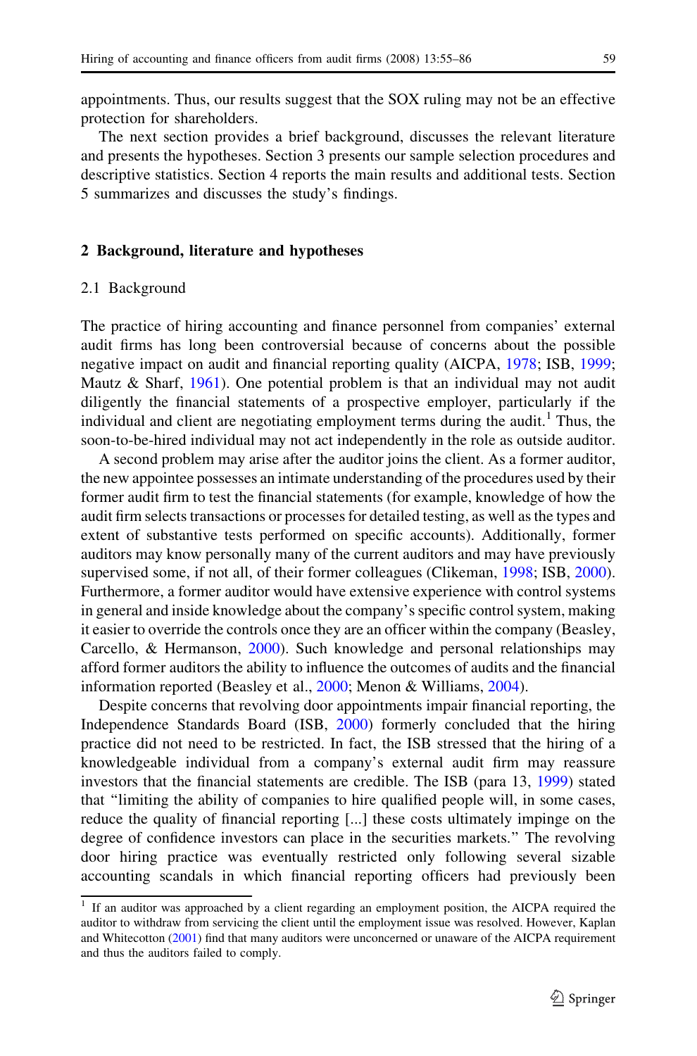appointments. Thus, our results suggest that the SOX ruling may not be an effective protection for shareholders.

The next section provides a brief background, discusses the relevant literature and presents the hypotheses. Section 3 presents our sample selection procedures and descriptive statistics. Section 4 reports the main results and additional tests. Section 5 summarizes and discusses the study's findings.

## 2 Background, literature and hypotheses

### 2.1 Background

The practice of hiring accounting and finance personnel from companies' external audit firms has long been controversial because of concerns about the possible negative impact on audit and financial reporting quality (AICPA, 1978; ISB, 1999; Mautz & Sharf, 1961). One potential problem is that an individual may not audit diligently the financial statements of a prospective employer, particularly if the individual and client are negotiating employment terms during the audit.[1] Thus, the soon-to-be-hired individual may not act independently in the role as outside auditor.

A second problem may arise after the auditor joins the client. As a former auditor, the new appointee possesses an intimate understanding of the procedures used by their former audit firm to test the financial statements (for example, knowledge of how the audit firm selects transactions or processes for detailed testing, as well as the types and extent of substantive tests performed on specific accounts). Additionally, former auditors may know personally many of the current auditors and may have previously supervised some, if not all, of their former colleagues (Clikeman, 1998; ISB, 2000). Furthermore, a former auditor would have extensive experience with control systems in general and inside knowledge about the company's specific control system, making it easier to override the controls once they are an officer within the company (Beasley, Carcello, & Hermanson, 2000). Such knowledge and personal relationships may afford former auditors the ability to influence the outcomes of audits and the financial information reported (Beasley et al., 2000; Menon & Williams, 2004).

Despite concerns that revolving door appointments impair financial reporting, the Independence Standards Board (ISB, 2000) formerly concluded that the hiring practice did not need to be restricted. In fact, the ISB stressed that the hiring of a knowledgeable individual from a company's external audit firm may reassure investors that the financial statements are credible. The ISB (para 13, 1999) stated that "limiting the ability of companies to hire qualified people will, in some cases, reduce the quality of financial reporting [...] these costs ultimately impinge on the degree of confidence investors can place in the securities markets." The revolving door hiring practice was eventually restricted only following several sizable accounting scandals in which financial reporting officers had previously been

[1] If an auditor was approached by a client regarding an employment position, the AICPA required the auditor to withdraw from servicing the client until the employment issue was resolved. However, Kaplan and Whitecotton (2001) find that many auditors were unconcerned or unaware of the AICPA requirement and thus the auditors failed to comply.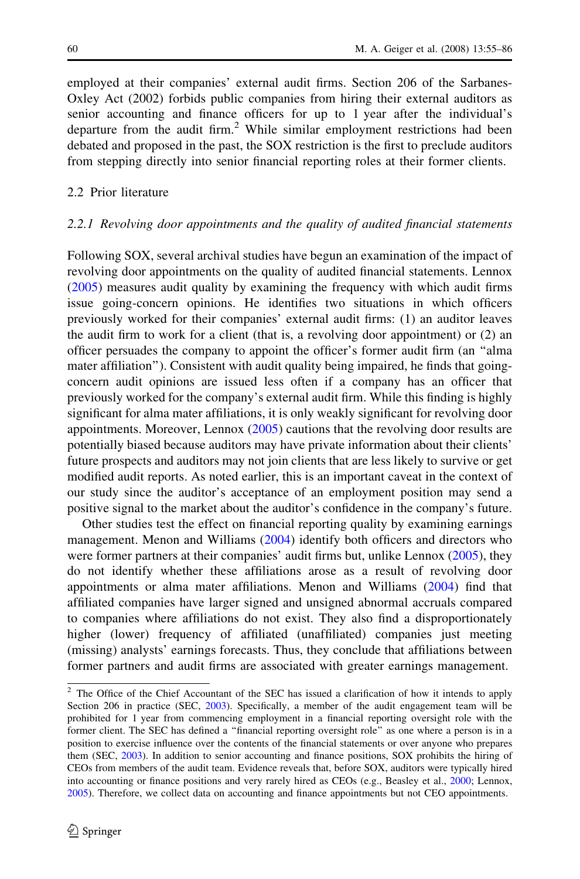employed at their companies' external audit firms. Section 206 of the Sarbanes-Oxley Act (2002) forbids public companies from hiring their external auditors as senior accounting and finance officers for up to 1 year after the individual's departure from the audit firm.[2] While similar employment restrictions had been debated and proposed in the past, the SOX restriction is the first to preclude auditors from stepping directly into senior financial reporting roles at their former clients.

## 2.2 Prior literature

### *2.2.1 Revolving door appointments and the quality of audited financial statements*

Following SOX, several archival studies have begun an examination of the impact of revolving door appointments on the quality of audited financial statements. Lennox (2005) measures audit quality by examining the frequency with which audit firms issue going-concern opinions. He identifies two situations in which officers previously worked for their companies' external audit firms: (1) an auditor leaves the audit firm to work for a client (that is, a revolving door appointment) or (2) an officer persuades the company to appoint the officer's former audit firm (an "alma mater affiliation"). Consistent with audit quality being impaired, he finds that going-concern audit opinions are issued less often if a company has an officer that previously worked for the company's external audit firm. While this finding is highly significant for alma mater affiliations, it is only weakly significant for revolving door appointments. Moreover, Lennox (2005) cautions that the revolving door results are potentially biased because auditors may have private information about their clients' future prospects and auditors may not join clients that are less likely to survive or get modified audit reports. As noted earlier, this is an important caveat in the context of our study since the auditor's acceptance of an employment position may send a positive signal to the market about the auditor's confidence in the company's future.

Other studies test the effect on financial reporting quality by examining earnings management. Menon and Williams (2004) identify both officers and directors who were former partners at their companies' audit firms but, unlike Lennox (2005), they do not identify whether these affiliations arose as a result of revolving door appointments or alma mater affiliations. Menon and Williams (2004) find that affiliated companies have larger signed and unsigned abnormal accruals compared to companies where affiliations do not exist. They also find a disproportionately higher (lower) frequency of affiliated (unaffiliated) companies just meeting (missing) analysts' earnings forecasts. Thus, they conclude that affiliations between former partners and audit firms are associated with greater earnings management.

[2] The Office of the Chief Accountant of the SEC has issued a clarification of how it intends to apply Section 206 in practice (SEC, 2003). Specifically, a member of the audit engagement team will be prohibited for 1 year from commencing employment in a financial reporting oversight role with the former client. The SEC has defined a "financial reporting oversight role" as one where a person is in a position to exercise influence over the contents of the financial statements or over anyone who prepares them (SEC, 2003). In addition to senior accounting and finance positions, SOX prohibits the hiring of CEOs from members of the audit team. Evidence reveals that, before SOX, auditors were typically hired into accounting or finance positions and very rarely hired as CEOs (e.g., Beasley et al., 2000; Lennox, 2005). Therefore, we collect data on accounting and finance appointments but not CEO appointments.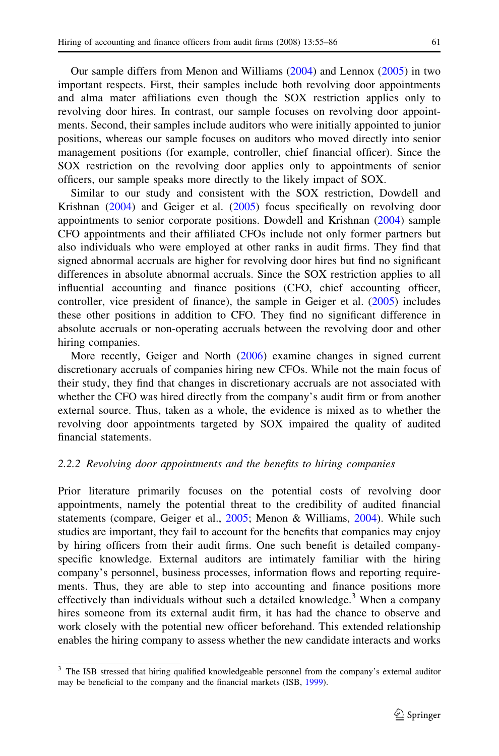Our sample differs from Menon and Williams (2004) and Lennox (2005) in two important respects. First, their samples include both revolving door appointments and alma mater affiliations even though the SOX restriction applies only to revolving door hires. In contrast, our sample focuses on revolving door appointments. Second, their samples include auditors who were initially appointed to junior positions, whereas our sample focuses on auditors who moved directly into senior management positions (for example, controller, chief financial officer). Since the SOX restriction on the revolving door applies only to appointments of senior officers, our sample speaks more directly to the likely impact of SOX.

Similar to our study and consistent with the SOX restriction, Dowdell and Krishnan (2004) and Geiger et al. (2005) focus specifically on revolving door appointments to senior corporate positions. Dowdell and Krishnan (2004) sample CFO appointments and their affiliated CFOs include not only former partners but also individuals who were employed at other ranks in audit firms. They find that signed abnormal accruals are higher for revolving door hires but find no significant differences in absolute abnormal accruals. Since the SOX restriction applies to all influential accounting and finance positions (CFO, chief accounting officer, controller, vice president of finance), the sample in Geiger et al. (2005) includes these other positions in addition to CFO. They find no significant difference in absolute accruals or non-operating accruals between the revolving door and other hiring companies.

More recently, Geiger and North (2006) examine changes in signed current discretionary accruals of companies hiring new CFOs. While not the main focus of their study, they find that changes in discretionary accruals are not associated with whether the CFO was hired directly from the company's audit firm or from another external source. Thus, taken as a whole, the evidence is mixed as to whether the revolving door appointments targeted by SOX impaired the quality of audited financial statements.

### *2.2.2 Revolving door appointments and the benefits to hiring companies*

Prior literature primarily focuses on the potential costs of revolving door appointments, namely the potential threat to the credibility of audited financial statements (compare, Geiger et al., 2005; Menon & Williams, 2004). While such studies are important, they fail to account for the benefits that companies may enjoy by hiring officers from their audit firms. One such benefit is detailed company-specific knowledge. External auditors are intimately familiar with the hiring company's personnel, business processes, information flows and reporting requirements. Thus, they are able to step into accounting and finance positions more effectively than individuals without such a detailed knowledge.[3] When a company hires someone from its external audit firm, it has had the chance to observe and work closely with the potential new officer beforehand. This extended relationship enables the hiring company to assess whether the new candidate interacts and works

---

[3] The ISB stressed that hiring qualified knowledgeable personnel from the company's external auditor may be beneficial to the company and the financial markets (ISB, 1999).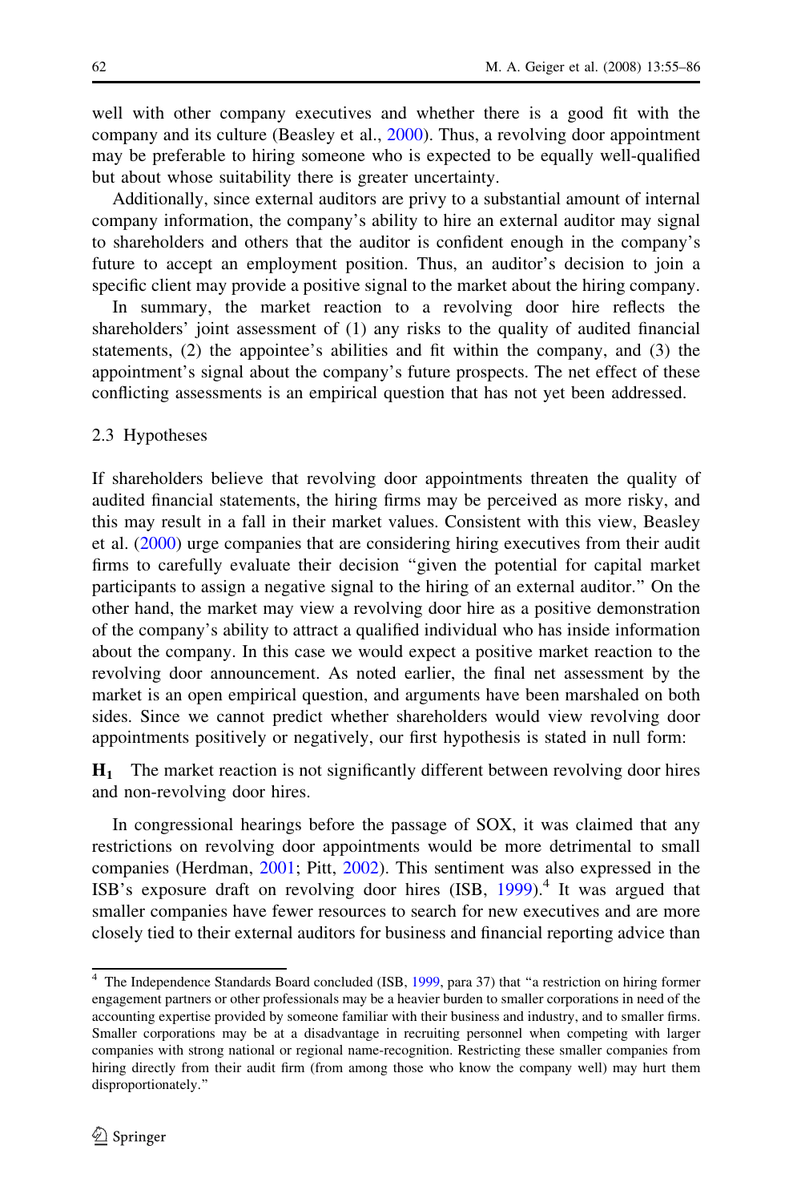well with other company executives and whether there is a good fit with the company and its culture (Beasley et al., 2000). Thus, a revolving door appointment may be preferable to hiring someone who is expected to be equally well-qualified but about whose suitability there is greater uncertainty.

Additionally, since external auditors are privy to a substantial amount of internal company information, the company's ability to hire an external auditor may signal to shareholders and others that the auditor is confident enough in the company's future to accept an employment position. Thus, an auditor's decision to join a specific client may provide a positive signal to the market about the hiring company.

In summary, the market reaction to a revolving door hire reflects the shareholders' joint assessment of (1) any risks to the quality of audited financial statements, (2) the appointee's abilities and fit within the company, and (3) the appointment's signal about the company's future prospects. The net effect of these conflicting assessments is an empirical question that has not yet been addressed.

### 2.3 Hypotheses

If shareholders believe that revolving door appointments threaten the quality of audited financial statements, the hiring firms may be perceived as more risky, and this may result in a fall in their market values. Consistent with this view, Beasley et al. (2000) urge companies that are considering hiring executives from their audit firms to carefully evaluate their decision "given the potential for capital market participants to assign a negative signal to the hiring of an external auditor." On the other hand, the market may view a revolving door hire as a positive demonstration of the company's ability to attract a qualified individual who has inside information about the company. In this case we would expect a positive market reaction to the revolving door announcement. As noted earlier, the final net assessment by the market is an open empirical question, and arguments have been marshaled on both sides. Since we cannot predict whether shareholders would view revolving door appointments positively or negatively, our first hypothesis is stated in null form:

**$H_1$** The market reaction is not significantly different between revolving door hires and non-revolving door hires.

In congressional hearings before the passage of SOX, it was claimed that any restrictions on revolving door appointments would be more detrimental to small companies (Herdman, 2001; Pitt, 2002). This sentiment was also expressed in the ISB's exposure draft on revolving door hires (ISB, 1999).[4] It was argued that smaller companies have fewer resources to search for new executives and are more closely tied to their external auditors for business and financial reporting advice than

[4] The Independence Standards Board concluded (ISB, 1999, para 37) that "a restriction on hiring former engagement partners or other professionals may be a heavier burden to smaller corporations in need of the accounting expertise provided by someone familiar with their business and industry, and to smaller firms. Smaller corporations may be at a disadvantage in recruiting personnel when competing with larger companies with strong national or regional name-recognition. Restricting these smaller companies from hiring directly from their audit firm (from among those who know the company well) may hurt them disproportionately."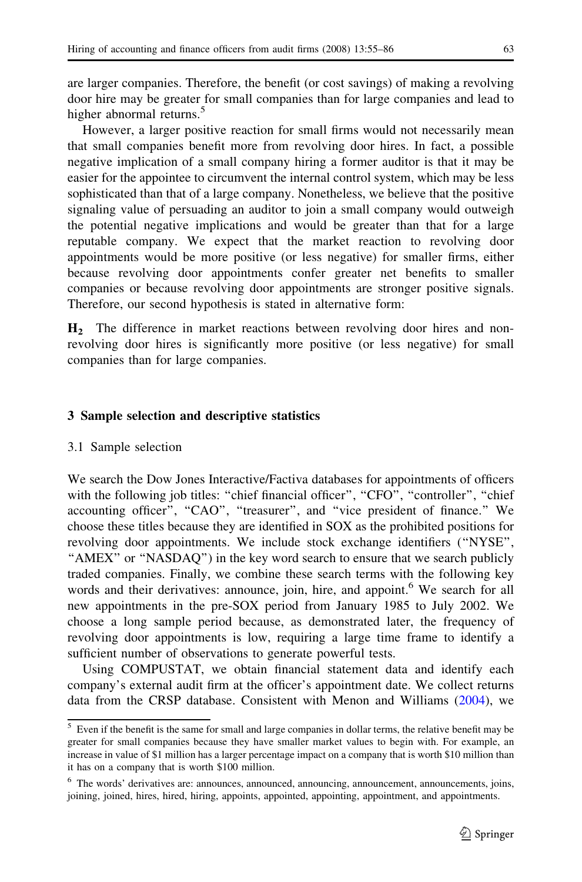are larger companies. Therefore, the benefit (or cost savings) of making a revolving door hire may be greater for small companies than for large companies and lead to higher abnormal returns.[5]

However, a larger positive reaction for small firms would not necessarily mean that small companies benefit more from revolving door hires. In fact, a possible negative implication of a small company hiring a former auditor is that it may be easier for the appointee to circumvent the internal control system, which may be less sophisticated than that of a large company. Nonetheless, we believe that the positive signaling value of persuading an auditor to join a small company would outweigh the potential negative implications and would be greater than that for a large reputable company. We expect that the market reaction to revolving door appointments would be more positive (or less negative) for smaller firms, either because revolving door appointments confer greater net benefits to smaller companies or because revolving door appointments are stronger positive signals. Therefore, our second hypothesis is stated in alternative form:

**$H_2$** The difference in market reactions between revolving door hires and non-revolving door hires is significantly more positive (or less negative) for small companies than for large companies.

## 3 Sample selection and descriptive statistics

### 3.1 Sample selection

We search the Dow Jones Interactive/Factiva databases for appointments of officers with the following job titles: "chief financial officer", "CFO", "controller", "chief accounting officer", "CAO", "treasurer", and "vice president of finance." We choose these titles because they are identified in SOX as the prohibited positions for revolving door appointments. We include stock exchange identifiers ("NYSE", "AMEX" or "NASDAQ") in the key word search to ensure that we search publicly traded companies. Finally, we combine these search terms with the following key words and their derivatives: announce, join, hire, and appoint.[6] We search for all new appointments in the pre-SOX period from January 1985 to July 2002. We choose a long sample period because, as demonstrated later, the frequency of revolving door appointments is low, requiring a large time frame to identify a sufficient number of observations to generate powerful tests.

Using COMPUSTAT, we obtain financial statement data and identify each company's external audit firm at the officer's appointment date. We collect returns data from the CRSP database. Consistent with Menon and Williams (2004), we

[5] Even if the benefit is the same for small and large companies in dollar terms, the relative benefit may be greater for small companies because they have smaller market values to begin with. For example, an increase in value of $1 million has a larger percentage impact on a company that is worth $10 million than it has on a company that is worth $100 million.

[6] The words' derivatives are: announces, announced, announcing, announcement, announcements, joins, joining, joined, hires, hired, hiring, appoints, appointed, appointing, appointment, and appointments.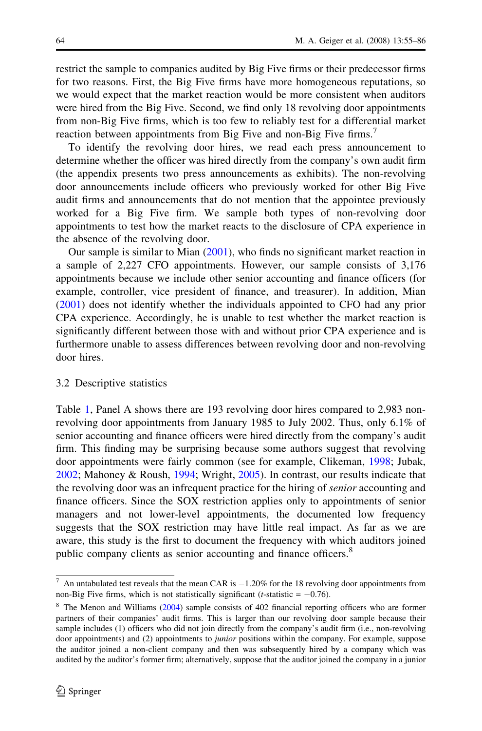restrict the sample to companies audited by Big Five firms or their predecessor firms for two reasons. First, the Big Five firms have more homogeneous reputations, so we would expect that the market reaction would be more consistent when auditors were hired from the Big Five. Second, we find only 18 revolving door appointments from non-Big Five firms, which is too few to reliably test for a differential market reaction between appointments from Big Five and non-Big Five firms.[7]

To identify the revolving door hires, we read each press announcement to determine whether the officer was hired directly from the company's own audit firm (the appendix presents two press announcements as exhibits). The non-revolving door announcements include officers who previously worked for other Big Five audit firms and announcements that do not mention that the appointee previously worked for a Big Five firm. We sample both types of non-revolving door appointments to test how the market reacts to the disclosure of CPA experience in the absence of the revolving door.

Our sample is similar to Mian (2001), who finds no significant market reaction in a sample of 2,227 CFO appointments. However, our sample consists of 3,176 appointments because we include other senior accounting and finance officers (for example, controller, vice president of finance, and treasurer). In addition, Mian (2001) does not identify whether the individuals appointed to CFO had any prior CPA experience. Accordingly, he is unable to test whether the market reaction is significantly different between those with and without prior CPA experience and is furthermore unable to assess differences between revolving door and non-revolving door hires.

### 3.2 Descriptive statistics

Table 1, Panel A shows there are 193 revolving door hires compared to 2,983 non-revolving door appointments from January 1985 to July 2002. Thus, only 6.1% of senior accounting and finance officers were hired directly from the company's audit firm. This finding may be surprising because some authors suggest that revolving door appointments were fairly common (see for example, Clikeman, 1998; Jubak, 2002; Mahoney & Roush, 1994; Wright, 2005). In contrast, our results indicate that the revolving door was an infrequent practice for the hiring of *senior* accounting and finance officers. Since the SOX restriction applies only to appointments of senior managers and not lower-level appointments, the documented low frequency suggests that the SOX restriction may have little real impact. As far as we are aware, this study is the first to document the frequency with which auditors joined public company clients as senior accounting and finance officers.[8]

---

[7] An untabulated test reveals that the mean CAR is −1.20% for the 18 revolving door appointments from non-Big Five firms, which is not statistically significant ($t$-statistic = −0.76).

[8] The Menon and Williams (2004) sample consists of 402 financial reporting officers who are former partners of their companies' audit firms. This is larger than our revolving door sample because their sample includes (1) officers who did not join directly from the company's audit firm (i.e., non-revolving door appointments) and (2) appointments to *junior* positions within the company. For example, suppose the auditor joined a non-client company and then was subsequently hired by a company which was audited by the auditor's former firm; alternatively, suppose that the auditor joined the company in a junior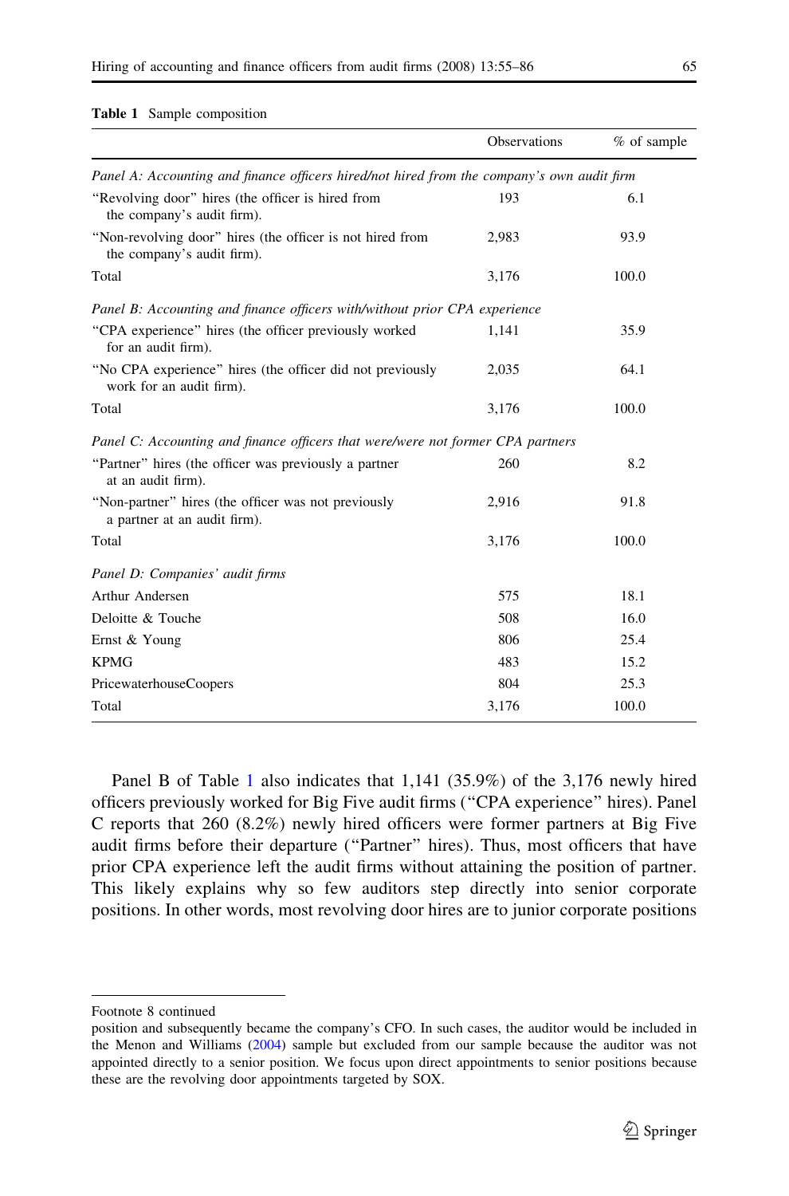**Table 1** Sample composition

| | Observations | % of sample |
|---|---|---|
| *Panel A: Accounting and finance officers hired/not hired from the company's own audit firm* | | |
| "Revolving door" hires (the officer is hired from the company's audit firm). | 193 | 6.1 |
| "Non-revolving door" hires (the officer is not hired from the company's audit firm). | 2,983 | 93.9 |
| Total | 3,176 | 100.0 |
| *Panel B: Accounting and finance officers with/without prior CPA experience* | | |
| "CPA experience" hires (the officer previously worked for an audit firm). | 1,141 | 35.9 |
| "No CPA experience" hires (the officer did not previously work for an audit firm). | 2,035 | 64.1 |
| Total | 3,176 | 100.0 |
| *Panel C: Accounting and finance officers that were/were not former CPA partners* | | |
| "Partner" hires (the officer was previously a partner at an audit firm). | 260 | 8.2 |
| "Non-partner" hires (the officer was not previously a partner at an audit firm). | 2,916 | 91.8 |
| Total | 3,176 | 100.0 |
| *Panel D: Companies' audit firms* | | |
| Arthur Andersen | 575 | 18.1 |
| Deloitte & Touche | 508 | 16.0 |
| Ernst & Young | 806 | 25.4 |
| KPMG | 483 | 15.2 |
| PricewaterhouseCoopers | 804 | 25.3 |
| Total | 3,176 | 100.0 |

Panel B of Table 1 also indicates that 1,141 (35.9%) of the 3,176 newly hired officers previously worked for Big Five audit firms ("CPA experience" hires). Panel C reports that 260 (8.2%) newly hired officers were former partners at Big Five audit firms before their departure ("Partner" hires). Thus, most officers that have prior CPA experience left the audit firms without attaining the position of partner. This likely explains why so few auditors step directly into senior corporate positions. In other words, most revolving door hires are to junior corporate positions

Footnote 8 continued
position and subsequently became the company's CFO. In such cases, the auditor would be included in the Menon and Williams (2004) sample but excluded from our sample because the auditor was not appointed directly to a senior position. We focus upon direct appointments to senior positions because these are the revolving door appointments targeted by SOX.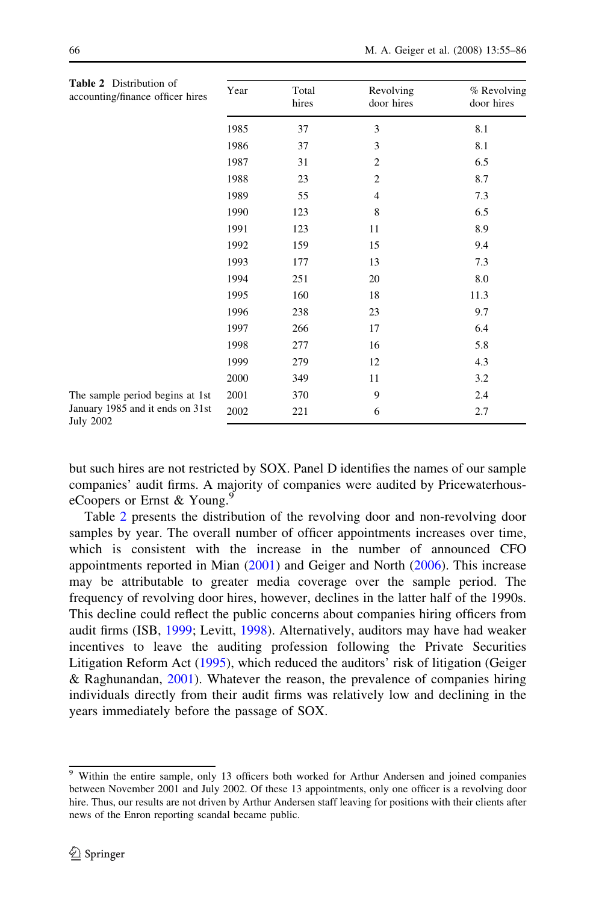**Table 2** Distribution of accounting/finance officer hires

| Year | Total hires | Revolving door hires | % Revolving door hires |
|---|---|---|---|
| 1985 | 37 | 3 | 8.1 |
| 1986 | 37 | 3 | 8.1 |
| 1987 | 31 | 2 | 6.5 |
| 1988 | 23 | 2 | 8.7 |
| 1989 | 55 | 4 | 7.3 |
| 1990 | 123 | 8 | 6.5 |
| 1991 | 123 | 11 | 8.9 |
| 1992 | 159 | 15 | 9.4 |
| 1993 | 177 | 13 | 7.3 |
| 1994 | 251 | 20 | 8.0 |
| 1995 | 160 | 18 | 11.3 |
| 1996 | 238 | 23 | 9.7 |
| 1997 | 266 | 17 | 6.4 |
| 1998 | 277 | 16 | 5.8 |
| 1999 | 279 | 12 | 4.3 |
| 2000 | 349 | 11 | 3.2 |
| 2001 | 370 | 9 | 2.4 |
| 2002 | 221 | 6 | 2.7 |

The sample period begins at 1st January 1985 and it ends on 31st July 2002

but such hires are not restricted by SOX. Panel D identifies the names of our sample companies' audit firms. A majority of companies were audited by PricewaterhouseCoopers or Ernst & Young.[9]

Table 2 presents the distribution of the revolving door and non-revolving door samples by year. The overall number of officer appointments increases over time, which is consistent with the increase in the number of announced CFO appointments reported in Mian (2001) and Geiger and North (2006). This increase may be attributable to greater media coverage over the sample period. The frequency of revolving door hires, however, declines in the latter half of the 1990s. This decline could reflect the public concerns about companies hiring officers from audit firms (ISB, 1999; Levitt, 1998). Alternatively, auditors may have had weaker incentives to leave the auditing profession following the Private Securities Litigation Reform Act (1995), which reduced the auditors' risk of litigation (Geiger & Raghunandan, 2001). Whatever the reason, the prevalence of companies hiring individuals directly from their audit firms was relatively low and declining in the years immediately before the passage of SOX.

[9] Within the entire sample, only 13 officers both worked for Arthur Andersen and joined companies between November 2001 and July 2002. Of these 13 appointments, only one officer is a revolving door hire. Thus, our results are not driven by Arthur Andersen staff leaving for positions with their clients after news of the Enron reporting scandal became public.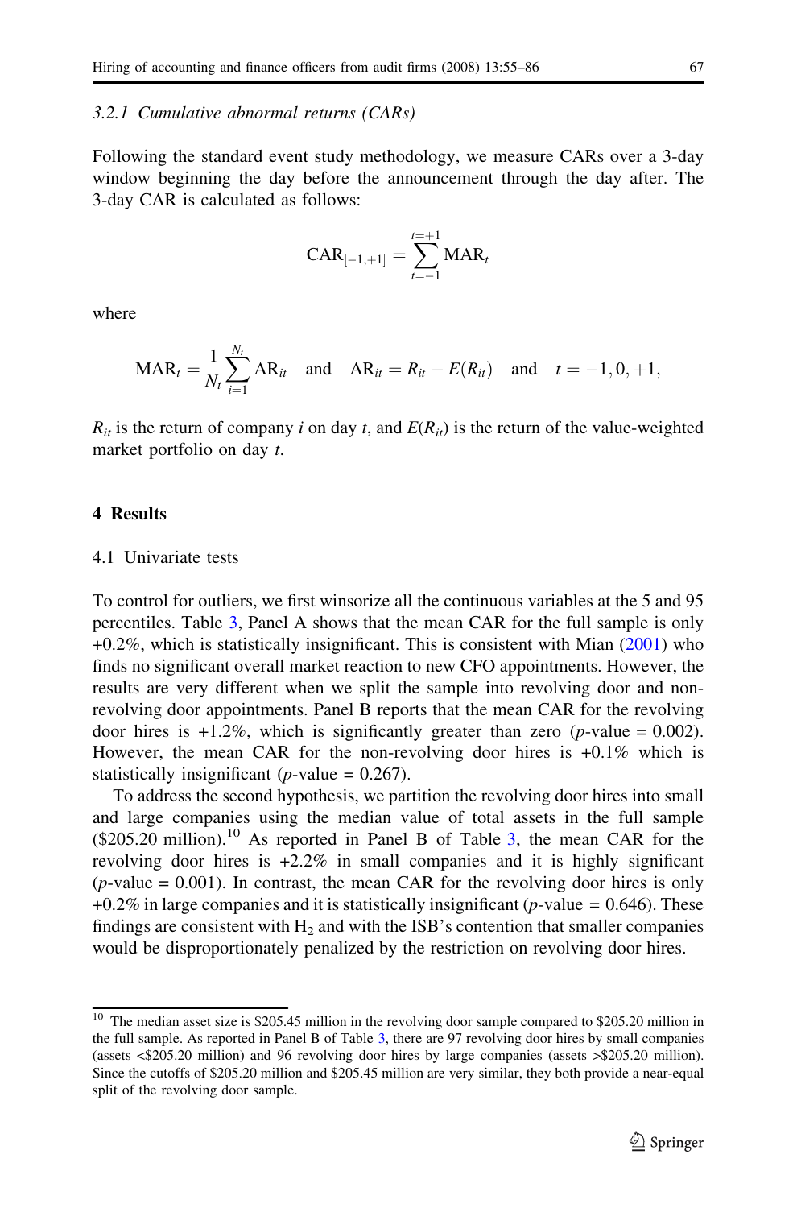#### 3.2.1 Cumulative abnormal returns (CARs)

Following the standard event study methodology, we measure CARs over a 3-day window beginning the day before the announcement through the day after. The 3-day CAR is calculated as follows:

$$\mathrm{CAR}_{[-1,+1]} = \sum_{t=-1}^{t=+1} \mathrm{MAR}_t$$

where

$$\mathrm{MAR}_t = \frac{1}{N_t}\sum_{i=1}^{N_t} \mathrm{AR}_{it} \quad \text{and} \quad \mathrm{AR}_{it} = R_{it} - E(R_{it}) \quad \text{and} \quad t = -1, 0, +1,$$

$R_{it}$ is the return of company $i$ on day $t$, and $E(R_{it})$ is the return of the value-weighted market portfolio on day $t$.

## 4 Results

### 4.1 Univariate tests

To control for outliers, we first winsorize all the continuous variables at the 5 and 95 percentiles. Table 3, Panel A shows that the mean CAR for the full sample is only +0.2%, which is statistically insignificant. This is consistent with Mian (2001) who finds no significant overall market reaction to new CFO appointments. However, the results are very different when we split the sample into revolving door and non-revolving door appointments. Panel B reports that the mean CAR for the revolving door hires is +1.2%, which is significantly greater than zero ($p$-value = 0.002). However, the mean CAR for the non-revolving door hires is +0.1% which is statistically insignificant ($p$-value = 0.267).

To address the second hypothesis, we partition the revolving door hires into small and large companies using the median value of total assets in the full sample ($205.20 million).[10] As reported in Panel B of Table 3, the mean CAR for the revolving door hires is +2.2% in small companies and it is highly significant ($p$-value = 0.001). In contrast, the mean CAR for the revolving door hires is only +0.2% in large companies and it is statistically insignificant ($p$-value = 0.646). These findings are consistent with $H_2$ and with the ISB's contention that smaller companies would be disproportionately penalized by the restriction on revolving door hires.

[10] The median asset size is $205.45 million in the revolving door sample compared to $205.20 million in the full sample. As reported in Panel B of Table 3, there are 97 revolving door hires by small companies (assets <$205.20 million) and 96 revolving door hires by large companies (assets >$205.20 million). Since the cutoffs of $205.20 million and $205.45 million are very similar, they both provide a near-equal split of the revolving door sample.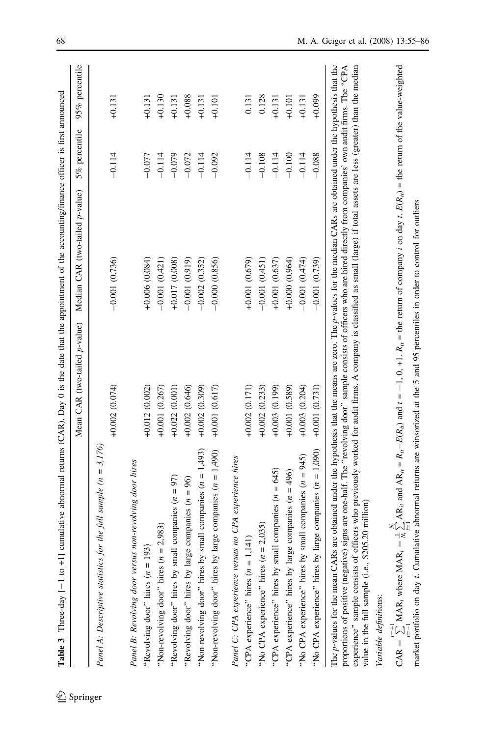**Table 3** Three-day [−1 to +1] cumulative abnormal returns (CAR). Day 0 is the date that the appointment of the accounting/finance officer is first announced

| | Mean CAR (two-tailed *p*-value) | Median CAR (two-tailed *p*-value) | 5% percentile | 95% percentile |
|---|---|---|---|---|
| *Panel A: Descriptive statistics for the full sample (n = 3,176)* | | | | |
| | +0.002 (0.074) | −0.001 (0.736) | −0.114 | +0.131 |
| *Panel B: Revolving door versus non-revolving door hires* | | | | |
| "Revolving door" hires (*n* = 193) | +0.012 (0.002) | +0.006 (0.084) | −0.077 | +0.131 |
| "Non-revolving door" hires (*n* = 2,983) | +0.001 (0.267) | −0.001 (0.421) | −0.114 | +0.130 |
| "Revolving door" hires by small companies (*n* = 97) | +0.022 (0.001) | +0.017 (0.008) | −0.079 | +0.131 |
| "Revolving door" hires by large companies (*n* = 96) | +0.002 (0.646) | −0.001 (0.919) | −0.072 | +0.088 |
| "Non-revolving door" hires by small companies (*n* = 1,493) | +0.002 (0.309) | −0.002 (0.352) | −0.114 | +0.131 |
| "Non-revolving door" hires by large companies (*n* = 1,490) | +0.001 (0.617) | −0.000 (0.856) | −0.092 | +0.101 |
| *Panel C: CPA experience versus no CPA experience hires* | | | | |
| "CPA experience" hires (*n* = 1,141) | +0.002 (0.171) | +0.001 (0.679) | −0.114 | 0.131 |
| "No CPA experience" hires (*n* = 2,035) | +0.002 (0.233) | −0.001 (0.451) | −0.108 | 0.128 |
| "CPA experience" hires by small companies (*n* = 645) | +0.003 (0.199) | +0.001 (0.637) | −0.114 | +0.131 |
| "CPA experience" hires by large companies (*n* = 496) | +0.001 (0.589) | +0.000 (0.964) | −0.100 | +0.101 |
| "No CPA experience" hires by small companies (*n* = 945) | +0.003 (0.204) | −0.001 (0.474) | −0.114 | +0.131 |
| "No CPA experience" hires by large companies (*n* = 1,090) | +0.001 (0.731) | −0.001 (0.739) | −0.088 | +0.099 |

The *p*-values for the mean CARs are obtained under the hypothesis that the means are zero. The *p*-values for the median CARs are obtained under the hypothesis that the proportions of positive (negative) signs are one-half. The "revolving door" sample consists of officers who are hired directly from companies' own audit firms. The "CPA experience" sample consists of officers who previously worked for audit firms. A company is classified as small (large) if total assets are less (greater) than the median value in the full sample (i.e., \$205.20 million)

*Variable definitions*:

$\mathrm{CAR} = \sum_{t=-1}^{t=+1} \mathrm{MAR}_t$ where $\mathrm{MAR}_t = \frac{1}{N_t}\sum_{i=1}^{N_t} \mathrm{AR}_{it}$ and $\mathrm{AR}_{it} = R_{it} - E(R_{it})$ and $t = -1, 0, +1$. $R_{it}$ = the return of company $i$ on day $t$. $E(R_{it})$ = the return of the value-weighted market portfolio on day $t$. Cumulative abnormal returns are winsorized at the 5 and 95 percentiles in order to control for outliers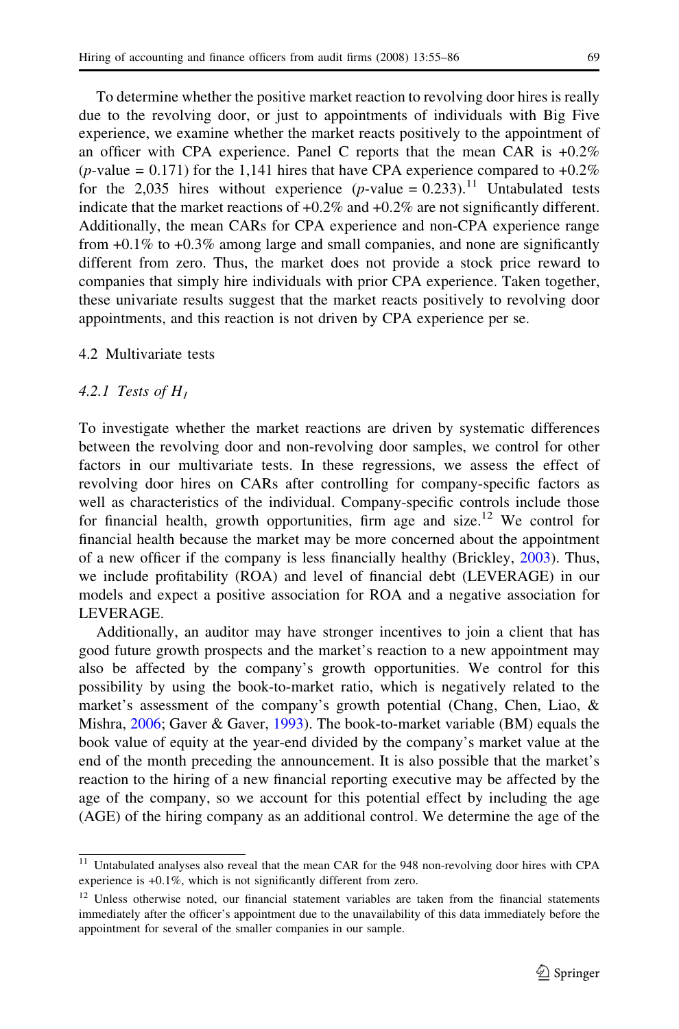To determine whether the positive market reaction to revolving door hires is really due to the revolving door, or just to appointments of individuals with Big Five experience, we examine whether the market reacts positively to the appointment of an officer with CPA experience. Panel C reports that the mean CAR is +0.2% ($p$-value = 0.171) for the 1,141 hires that have CPA experience compared to +0.2% for the 2,035 hires without experience ($p$-value = 0.233).[11] Untabulated tests indicate that the market reactions of +0.2% and +0.2% are not significantly different. Additionally, the mean CARs for CPA experience and non-CPA experience range from +0.1% to +0.3% among large and small companies, and none are significantly different from zero. Thus, the market does not provide a stock price reward to companies that simply hire individuals with prior CPA experience. Taken together, these univariate results suggest that the market reacts positively to revolving door appointments, and this reaction is not driven by CPA experience per se.

## 4.2 Multivariate tests

### 4.2.1 *Tests of $H_1$*

To investigate whether the market reactions are driven by systematic differences between the revolving door and non-revolving door samples, we control for other factors in our multivariate tests. In these regressions, we assess the effect of revolving door hires on CARs after controlling for company-specific factors as well as characteristics of the individual. Company-specific controls include those for financial health, growth opportunities, firm age and size.[12] We control for financial health because the market may be more concerned about the appointment of a new officer if the company is less financially healthy (Brickley, 2003). Thus, we include profitability (ROA) and level of financial debt (LEVERAGE) in our models and expect a positive association for ROA and a negative association for LEVERAGE.

Additionally, an auditor may have stronger incentives to join a client that has good future growth prospects and the market's reaction to a new appointment may also be affected by the company's growth opportunities. We control for this possibility by using the book-to-market ratio, which is negatively related to the market's assessment of the company's growth potential (Chang, Chen, Liao, & Mishra, 2006; Gaver & Gaver, 1993). The book-to-market variable (BM) equals the book value of equity at the year-end divided by the company's market value at the end of the month preceding the announcement. It is also possible that the market's reaction to the hiring of a new financial reporting executive may be affected by the age of the company, so we account for this potential effect by including the age (AGE) of the hiring company as an additional control. We determine the age of the

[11] Untabulated analyses also reveal that the mean CAR for the 948 non-revolving door hires with CPA experience is +0.1%, which is not significantly different from zero.

[12] Unless otherwise noted, our financial statement variables are taken from the financial statements immediately after the officer's appointment due to the unavailability of this data immediately before the appointment for several of the smaller companies in our sample.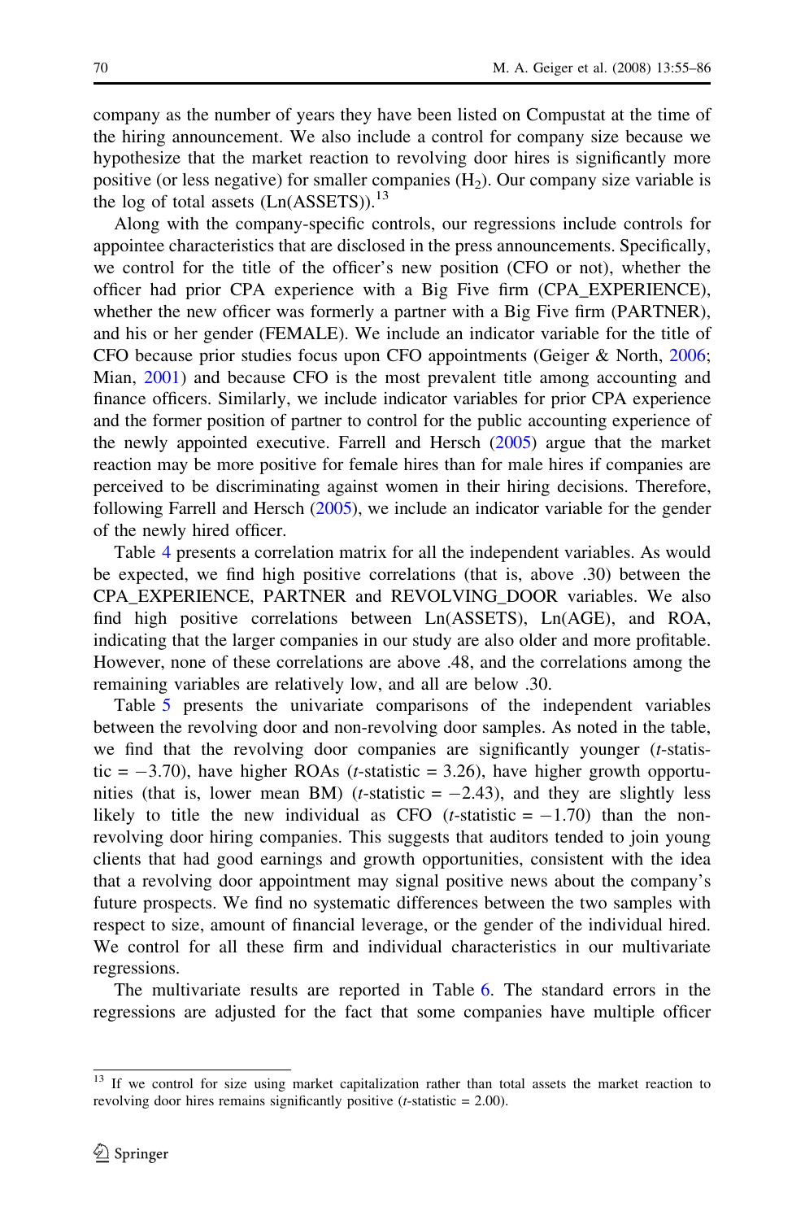company as the number of years they have been listed on Compustat at the time of the hiring announcement. We also include a control for company size because we hypothesize that the market reaction to revolving door hires is significantly more positive (or less negative) for smaller companies ($H_2$). Our company size variable is the log of total assets (Ln(ASSETS)).[13]

Along with the company-specific controls, our regressions include controls for appointee characteristics that are disclosed in the press announcements. Specifically, we control for the title of the officer's new position (CFO or not), whether the officer had prior CPA experience with a Big Five firm (CPA_EXPERIENCE), whether the new officer was formerly a partner with a Big Five firm (PARTNER), and his or her gender (FEMALE). We include an indicator variable for the title of CFO because prior studies focus upon CFO appointments (Geiger & North, 2006; Mian, 2001) and because CFO is the most prevalent title among accounting and finance officers. Similarly, we include indicator variables for prior CPA experience and the former position of partner to control for the public accounting experience of the newly appointed executive. Farrell and Hersch (2005) argue that the market reaction may be more positive for female hires than for male hires if companies are perceived to be discriminating against women in their hiring decisions. Therefore, following Farrell and Hersch (2005), we include an indicator variable for the gender of the newly hired officer.

Table 4 presents a correlation matrix for all the independent variables. As would be expected, we find high positive correlations (that is, above .30) between the CPA_EXPERIENCE, PARTNER and REVOLVING_DOOR variables. We also find high positive correlations between Ln(ASSETS), Ln(AGE), and ROA, indicating that the larger companies in our study are also older and more profitable. However, none of these correlations are above .48, and the correlations among the remaining variables are relatively low, and all are below .30.

Table 5 presents the univariate comparisons of the independent variables between the revolving door and non-revolving door samples. As noted in the table, we find that the revolving door companies are significantly younger (*t*-statistic = −3.70), have higher ROAs (*t*-statistic = 3.26), have higher growth opportunities (that is, lower mean BM) (*t*-statistic = −2.43), and they are slightly less likely to title the new individual as CFO (*t*-statistic = −1.70) than the non-revolving door hiring companies. This suggests that auditors tended to join young clients that had good earnings and growth opportunities, consistent with the idea that a revolving door appointment may signal positive news about the company's future prospects. We find no systematic differences between the two samples with respect to size, amount of financial leverage, or the gender of the individual hired. We control for all these firm and individual characteristics in our multivariate regressions.

The multivariate results are reported in Table 6. The standard errors in the regressions are adjusted for the fact that some companies have multiple officer

[13] If we control for size using market capitalization rather than total assets the market reaction to revolving door hires remains significantly positive (*t*-statistic = 2.00).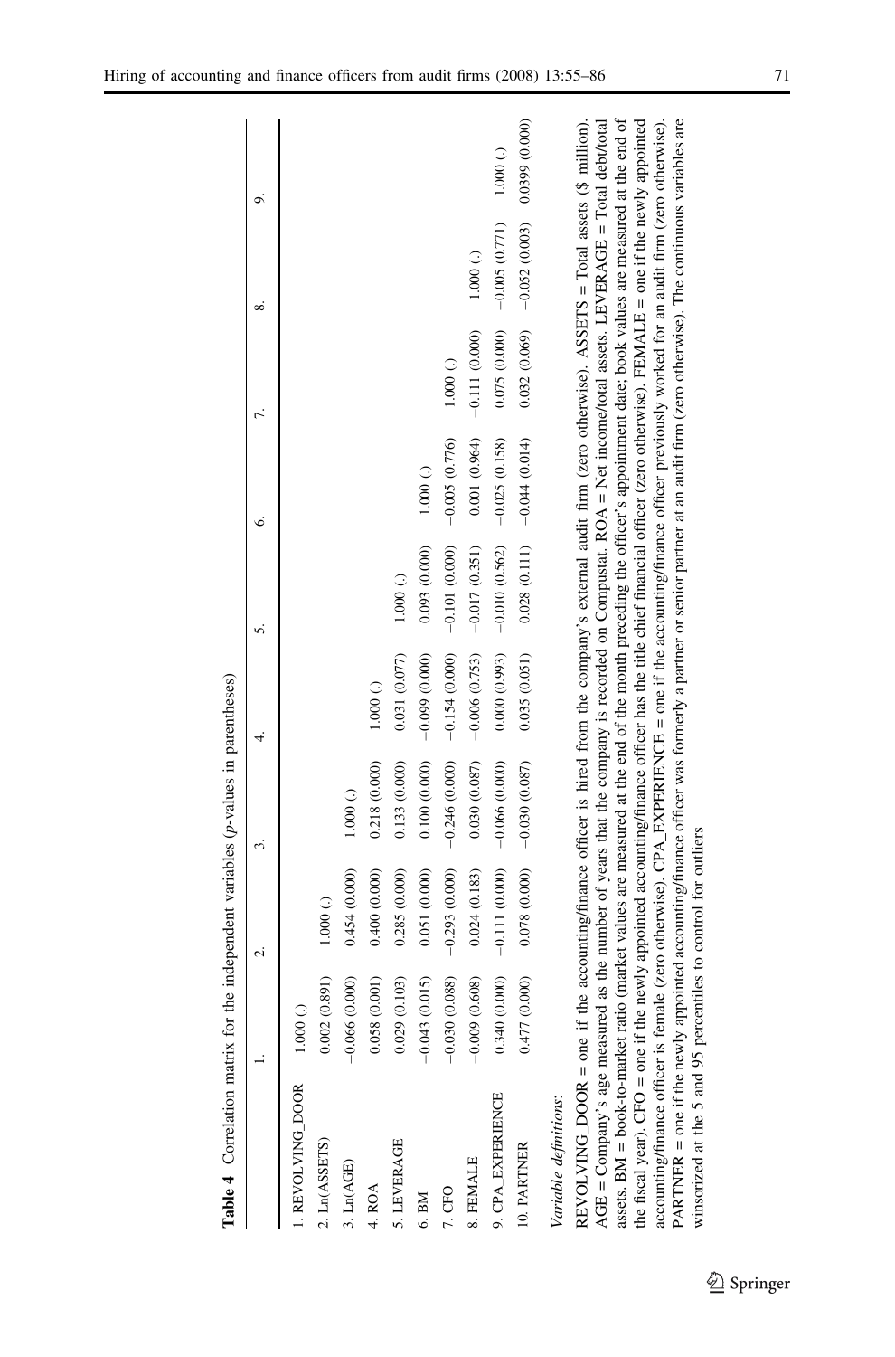**Table 4** Correlation matrix for the independent variables (*p*-values in parentheses)

| | 1. | 2. | 3. | 4. | 5. | 6. | 7. | 8. | 9. |
|---|---|---|---|---|---|---|---|---|---|
| 1. REVOLVING_DOOR | 1.000 (.) | | | | | | | | |
| 2. Ln(ASSETS) | 0.002 (0.891) | 1.000 (.) | | | | | | | |
| 3. Ln(AGE) | −0.066 (0.000) | 0.454 (0.000) | 1.000 (.) | | | | | | |
| 4. ROA | 0.058 (0.001) | 0.400 (0.000) | 0.218 (0.000) | 1.000 (.) | | | | | |
| 5. LEVERAGE | 0.029 (0.103) | 0.285 (0.000) | 0.133 (0.000) | 0.031 (0.077) | 1.000 (.) | | | | |
| 6. BM | −0.043 (0.015) | 0.051 (0.000) | 0.100 (0.000) | −0.099 (0.000) | 0.093 (0.000) | 1.000 (.) | | | |
| 7. CFO | −0.030 (0.088) | −0.293 (0.000) | −0.246 (0.000) | −0.154 (0.000) | −0.101 (0.000) | −0.005 (0.776) | 1.000 (.) | | |
| 8. FEMALE | −0.009 (0.608) | 0.024 (0.183) | 0.030 (0.087) | −0.006 (0.753) | −0.017 (0.351) | 0.001 (0.964) | −0.111 (0.000) | 1.000 (.) | |
| 9. CPA_EXPERIENCE | 0.340 (0.000) | −0.111 (0.000) | −0.066 (0.000) | 0.000 (0.993) | −0.010 (0.562) | −0.025 (0.158) | 0.075 (0.000) | −0.005 (0.771) | 1.000 (.) |
| 10. PARTNER | 0.477 (0.000) | 0.078 (0.000) | −0.030 (0.087) | 0.035 (0.051) | 0.028 (0.111) | −0.044 (0.014) | 0.032 (0.069) | −0.052 (0.003) | 0.0399 (0.000) |

*Variable definitions*:

REVOLVING_DOOR = one if the accounting/finance officer is hired from the company's external audit firm (zero otherwise). ASSETS = Total assets ($ million). AGE = Company's age measured as the number of years that the company is recorded on Compustat. ROA = Net income/total assets. LEVERAGE = Total debt/total assets. BM = book-to-market ratio (market values are measured at the end of the month preceding the officer's appointment date; book values are measured at the end of the fiscal year). CFO = one if the newly appointed accounting/finance officer has the title chief financial officer (zero otherwise). FEMALE = one if the newly appointed accounting/finance officer is female (zero otherwise). CPA_EXPERIENCE = one if the accounting/finance officer previously worked for an audit firm (zero otherwise). PARTNER = one if the newly appointed accounting/finance officer was formerly a partner or senior partner at an audit firm (zero otherwise). The continuous variables are winsorized at the 5 and 95 percentiles to control for outliers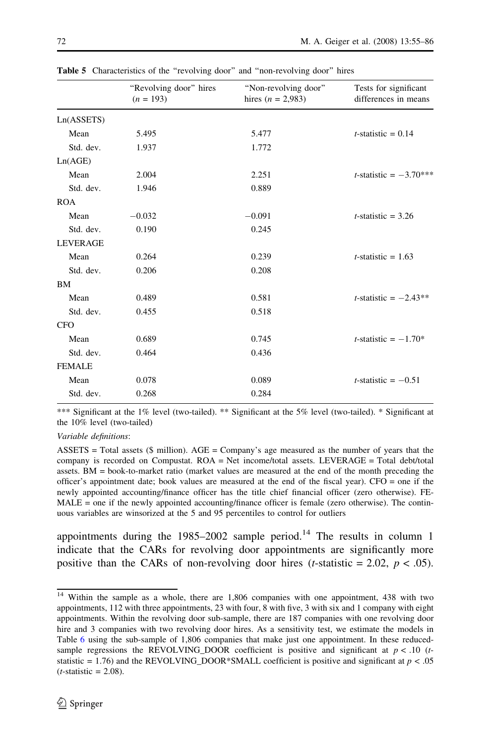**Table 5** Characteristics of the "revolving door" and "non-revolving door" hires

| | "Revolving door" hires ($n = 193$) | "Non-revolving door" hires ($n = 2{,}983$) | Tests for significant differences in means |
|---|---|---|---|
| Ln(ASSETS) | | | |
| Mean | 5.495 | 5.477 | $t$-statistic = 0.14 |
| Std. dev. | 1.937 | 1.772 | |
| Ln(AGE) | | | |
| Mean | 2.004 | 2.251 | $t$-statistic = −3.70*** |
| Std. dev. | 1.946 | 0.889 | |
| ROA | | | |
| Mean | −0.032 | −0.091 | $t$-statistic = 3.26 |
| Std. dev. | 0.190 | 0.245 | |
| LEVERAGE | | | |
| Mean | 0.264 | 0.239 | $t$-statistic = 1.63 |
| Std. dev. | 0.206 | 0.208 | |
| BM | | | |
| Mean | 0.489 | 0.581 | $t$-statistic = −2.43** |
| Std. dev. | 0.455 | 0.518 | |
| CFO | | | |
| Mean | 0.689 | 0.745 | $t$-statistic = −1.70* |
| Std. dev. | 0.464 | 0.436 | |
| FEMALE | | | |
| Mean | 0.078 | 0.089 | $t$-statistic = −0.51 |
| Std. dev. | 0.268 | 0.284 | |

*** Significant at the 1% level (two-tailed). ** Significant at the 5% level (two-tailed). * Significant at the 10% level (two-tailed)

*Variable definitions*:

ASSETS = Total assets ($ million). AGE = Company's age measured as the number of years that the company is recorded on Compustat. ROA = Net income/total assets. LEVERAGE = Total debt/total assets. BM = book-to-market ratio (market values are measured at the end of the month preceding the officer's appointment date; book values are measured at the end of the fiscal year). CFO = one if the newly appointed accounting/finance officer has the title chief financial officer (zero otherwise). FEMALE = one if the newly appointed accounting/finance officer is female (zero otherwise). The continuous variables are winsorized at the 5 and 95 percentiles to control for outliers

appointments during the 1985–2002 sample period.[14] The results in column 1 indicate that the CARs for revolving door appointments are significantly more positive than the CARs of non-revolving door hires ($t$-statistic = 2.02, $p < .05$).

[14] Within the sample as a whole, there are 1,806 companies with one appointment, 438 with two appointments, 112 with three appointments, 23 with four, 8 with five, 3 with six and 1 company with eight appointments. Within the revolving door sub-sample, there are 187 companies with one revolving door hire and 3 companies with two revolving door hires. As a sensitivity test, we estimate the models in Table 6 using the sub-sample of 1,806 companies that make just one appointment. In these reduced-sample regressions the REVOLVING_DOOR coefficient is positive and significant at $p < .10$ ($t$-statistic = 1.76) and the REVOLVING_DOOR*SMALL coefficient is positive and significant at $p < .05$ ($t$-statistic = 2.08).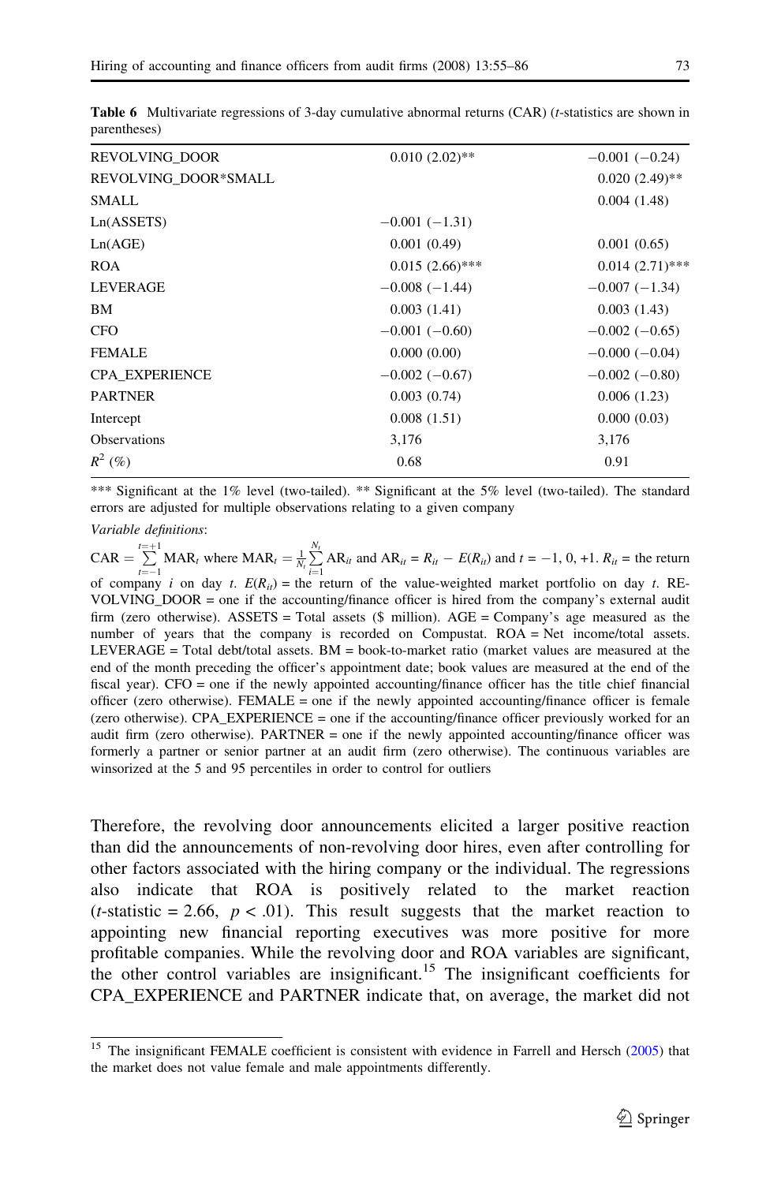**Table 6** Multivariate regressions of 3-day cumulative abnormal returns (CAR) (*t*-statistics are shown in parentheses)

| | | |
|---|---|---|
| REVOLVING_DOOR | 0.010 (2.02)** | −0.001 (−0.24) |
| REVOLVING_DOOR*SMALL | | 0.020 (2.49)** |
| SMALL | | 0.004 (1.48) |
| Ln(ASSETS) | −0.001 (−1.31) | |
| Ln(AGE) | 0.001 (0.49) | 0.001 (0.65) |
| ROA | 0.015 (2.66)*** | 0.014 (2.71)*** |
| LEVERAGE | −0.008 (−1.44) | −0.007 (−1.34) |
| BM | 0.003 (1.41) | 0.003 (1.43) |
| CFO | −0.001 (−0.60) | −0.002 (−0.65) |
| FEMALE | 0.000 (0.00) | −0.000 (−0.04) |
| CPA_EXPERIENCE | −0.002 (−0.67) | −0.002 (−0.80) |
| PARTNER | 0.003 (0.74) | 0.006 (1.23) |
| Intercept | 0.008 (1.51) | 0.000 (0.03) |
| Observations | 3,176 | 3,176 |
| $R^2$ (%) | 0.68 | 0.91 |

*** Significant at the 1% level (two-tailed). ** Significant at the 5% level (two-tailed). The standard errors are adjusted for multiple observations relating to a given company

*Variable definitions*:

$\text{CAR} = \sum_{t=-1}^{t=+1} \text{MAR}_t$ where $\text{MAR}_t = \frac{1}{N_t}\sum_{i=1}^{N_t} \text{AR}_{it}$ and $\text{AR}_{it} = R_{it} - E(R_{it})$ and $t = -1, 0, +1$. $R_{it}$ = the return of company $i$ on day $t$. $E(R_{it})$ = the return of the value-weighted market portfolio on day $t$. REVOLVING_DOOR = one if the accounting/finance officer is hired from the company's external audit firm (zero otherwise). ASSETS = Total assets ($ million). AGE = Company's age measured as the number of years that the company is recorded on Compustat. ROA = Net income/total assets. LEVERAGE = Total debt/total assets. BM = book-to-market ratio (market values are measured at the end of the month preceding the officer's appointment date; book values are measured at the end of the fiscal year). CFO = one if the newly appointed accounting/finance officer has the title chief financial officer (zero otherwise). FEMALE = one if the newly appointed accounting/finance officer is female (zero otherwise). CPA_EXPERIENCE = one if the accounting/finance officer previously worked for an audit firm (zero otherwise). PARTNER = one if the newly appointed accounting/finance officer was formerly a partner or senior partner at an audit firm (zero otherwise). The continuous variables are winsorized at the 5 and 95 percentiles in order to control for outliers

Therefore, the revolving door announcements elicited a larger positive reaction than did the announcements of non-revolving door hires, even after controlling for other factors associated with the hiring company or the individual. The regressions also indicate that ROA is positively related to the market reaction ($t$-statistic = 2.66, $p < .01$). This result suggests that the market reaction to appointing new financial reporting executives was more positive for more profitable companies. While the revolving door and ROA variables are significant, the other control variables are insignificant.[15] The insignificant coefficients for CPA_EXPERIENCE and PARTNER indicate that, on average, the market did not

[15] The insignificant FEMALE coefficient is consistent with evidence in Farrell and Hersch (2005) that the market does not value female and male appointments differently.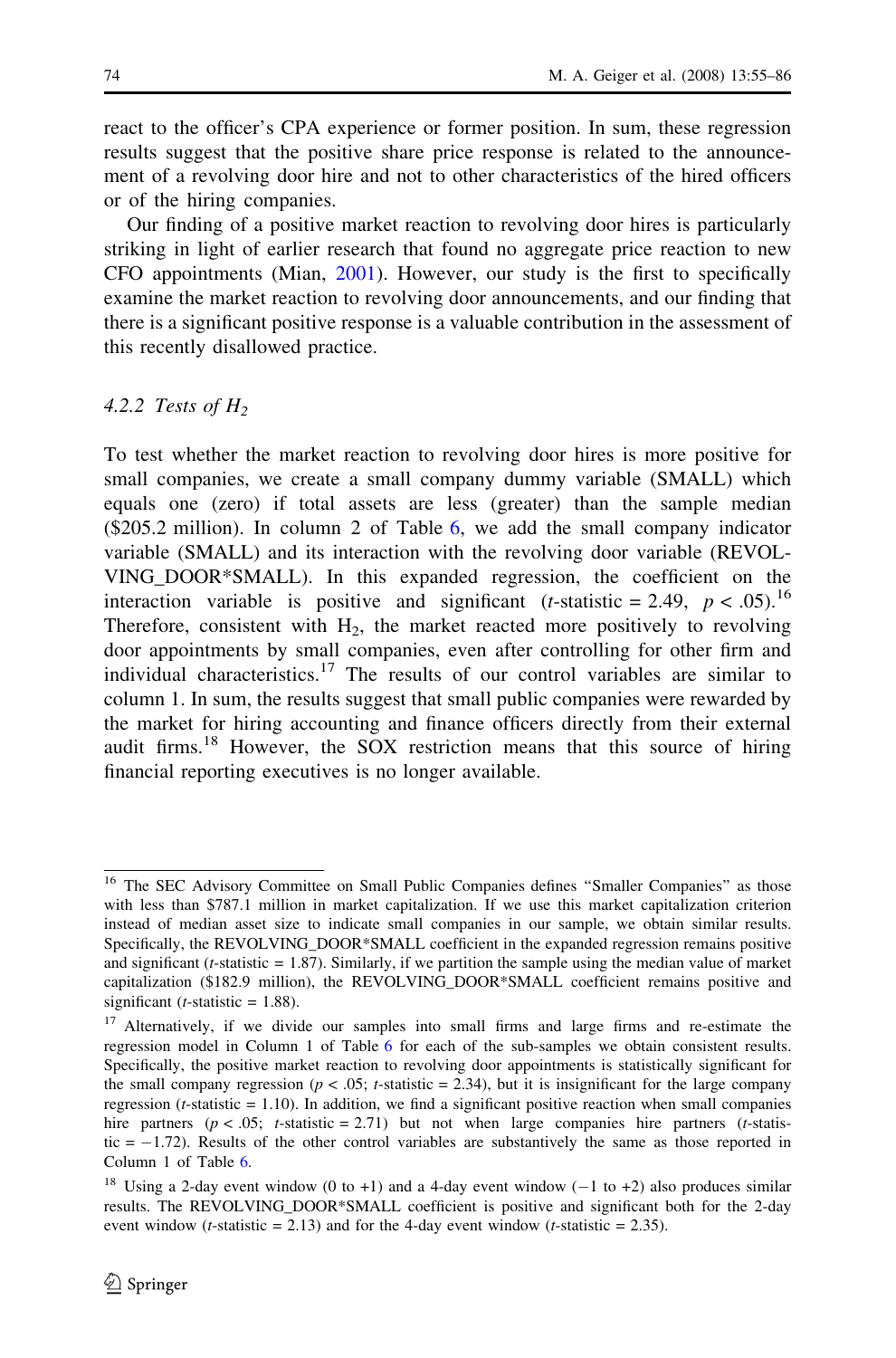react to the officer's CPA experience or former position. In sum, these regression results suggest that the positive share price response is related to the announcement of a revolving door hire and not to other characteristics of the hired officers or of the hiring companies.

Our finding of a positive market reaction to revolving door hires is particularly striking in light of earlier research that found no aggregate price reaction to new CFO appointments (Mian, 2001). However, our study is the first to specifically examine the market reaction to revolving door announcements, and our finding that there is a significant positive response is a valuable contribution in the assessment of this recently disallowed practice.

### 4.2.2 Tests of $H_2$

To test whether the market reaction to revolving door hires is more positive for small companies, we create a small company dummy variable (SMALL) which equals one (zero) if total assets are less (greater) than the sample median (\$205.2 million). In column 2 of Table 6, we add the small company indicator variable (SMALL) and its interaction with the revolving door variable (REVOLVING_DOOR*SMALL). In this expanded regression, the coefficient on the interaction variable is positive and significant ($t$-statistic = 2.49, $p < .05$).[16] Therefore, consistent with $H_2$, the market reacted more positively to revolving door appointments by small companies, even after controlling for other firm and individual characteristics.[17] The results of our control variables are similar to column 1. In sum, the results suggest that small public companies were rewarded by the market for hiring accounting and finance officers directly from their external audit firms.[18] However, the SOX restriction means that this source of hiring financial reporting executives is no longer available.

---

[16] The SEC Advisory Committee on Small Public Companies defines "Smaller Companies" as those with less than \$787.1 million in market capitalization. If we use this market capitalization criterion instead of median asset size to indicate small companies in our sample, we obtain similar results. Specifically, the REVOLVING_DOOR*SMALL coefficient in the expanded regression remains positive and significant ($t$-statistic = 1.87). Similarly, if we partition the sample using the median value of market capitalization (\$182.9 million), the REVOLVING_DOOR*SMALL coefficient remains positive and significant ($t$-statistic = 1.88).

[17] Alternatively, if we divide our samples into small firms and large firms and re-estimate the regression model in Column 1 of Table 6 for each of the sub-samples we obtain consistent results. Specifically, the positive market reaction to revolving door appointments is statistically significant for the small company regression ($p < .05$; $t$-statistic = 2.34), but it is insignificant for the large company regression ($t$-statistic = 1.10). In addition, we find a significant positive reaction when small companies hire partners ($p < .05$; $t$-statistic = 2.71) but not when large companies hire partners ($t$-statistic = −1.72). Results of the other control variables are substantively the same as those reported in Column 1 of Table 6.

[18] Using a 2-day event window (0 to +1) and a 4-day event window (−1 to +2) also produces similar results. The REVOLVING_DOOR*SMALL coefficient is positive and significant both for the 2-day event window ($t$-statistic = 2.13) and for the 4-day event window ($t$-statistic = 2.35).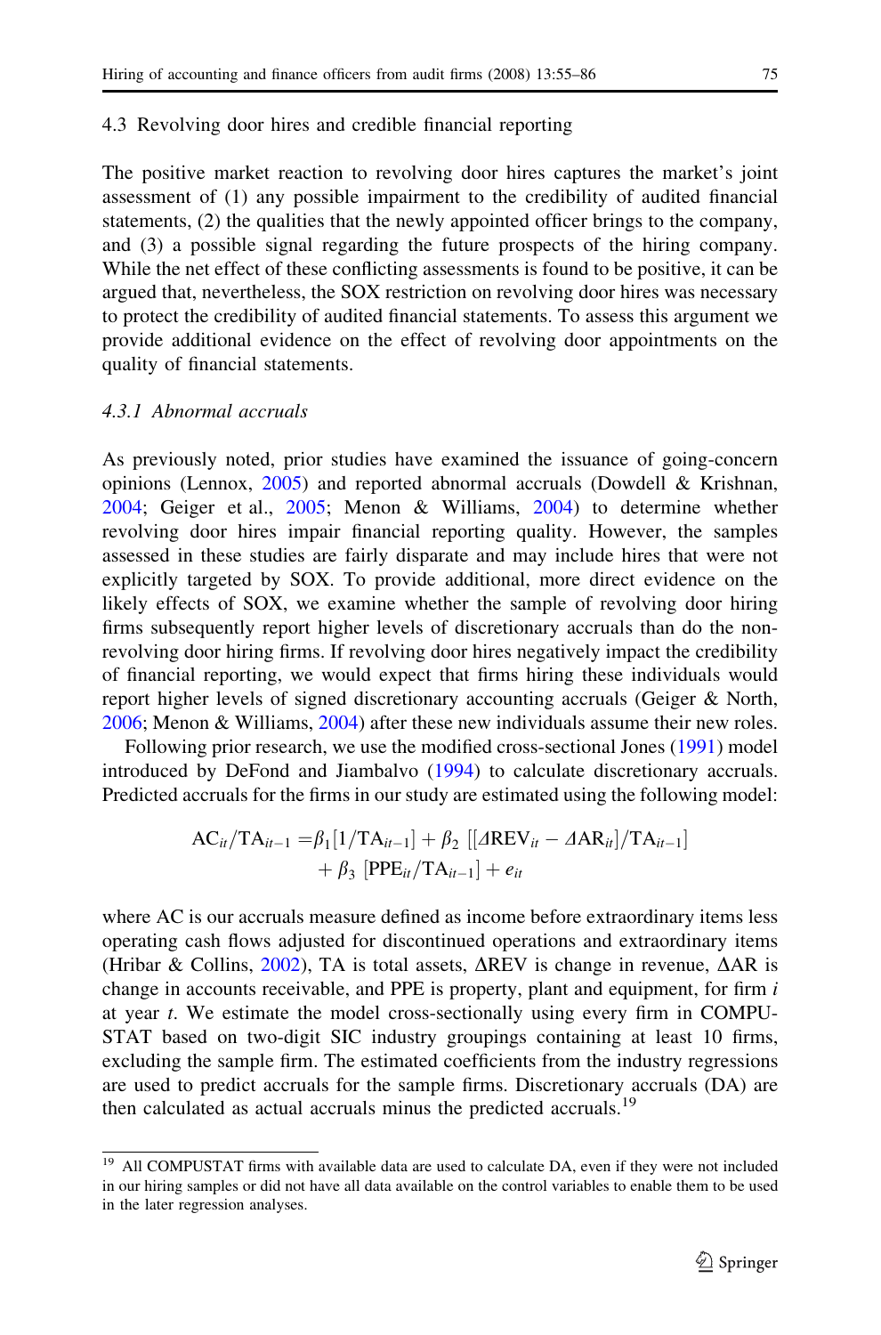### 4.3 Revolving door hires and credible financial reporting

The positive market reaction to revolving door hires captures the market's joint assessment of (1) any possible impairment to the credibility of audited financial statements, (2) the qualities that the newly appointed officer brings to the company, and (3) a possible signal regarding the future prospects of the hiring company. While the net effect of these conflicting assessments is found to be positive, it can be argued that, nevertheless, the SOX restriction on revolving door hires was necessary to protect the credibility of audited financial statements. To assess this argument we provide additional evidence on the effect of revolving door appointments on the quality of financial statements.

#### *4.3.1 Abnormal accruals*

As previously noted, prior studies have examined the issuance of going-concern opinions (Lennox, 2005) and reported abnormal accruals (Dowdell & Krishnan, 2004; Geiger et al., 2005; Menon & Williams, 2004) to determine whether revolving door hires impair financial reporting quality. However, the samples assessed in these studies are fairly disparate and may include hires that were not explicitly targeted by SOX. To provide additional, more direct evidence on the likely effects of SOX, we examine whether the sample of revolving door hiring firms subsequently report higher levels of discretionary accruals than do the non-revolving door hiring firms. If revolving door hires negatively impact the credibility of financial reporting, we would expect that firms hiring these individuals would report higher levels of signed discretionary accounting accruals (Geiger & North, 2006; Menon & Williams, 2004) after these new individuals assume their new roles.

Following prior research, we use the modified cross-sectional Jones (1991) model introduced by DeFond and Jiambalvo (1994) to calculate discretionary accruals. Predicted accruals for the firms in our study are estimated using the following model:

$$AC_{it}/TA_{it-1} = \beta_1[1/TA_{it-1}] + \beta_2\ [[\Delta REV_{it} - \Delta AR_{it}]/TA_{it-1}] + \beta_3\ [PPE_{it}/TA_{it-1}] + e_{it}$$

where AC is our accruals measure defined as income before extraordinary items less operating cash flows adjusted for discontinued operations and extraordinary items (Hribar & Collins, 2002), TA is total assets, ΔREV is change in revenue, ΔAR is change in accounts receivable, and PPE is property, plant and equipment, for firm $i$ at year $t$. We estimate the model cross-sectionally using every firm in COMPUSTAT based on two-digit SIC industry groupings containing at least 10 firms, excluding the sample firm. The estimated coefficients from the industry regressions are used to predict accruals for the sample firms. Discretionary accruals (DA) are then calculated as actual accruals minus the predicted accruals.[19]

[19] All COMPUSTAT firms with available data are used to calculate DA, even if they were not included in our hiring samples or did not have all data available on the control variables to enable them to be used in the later regression analyses.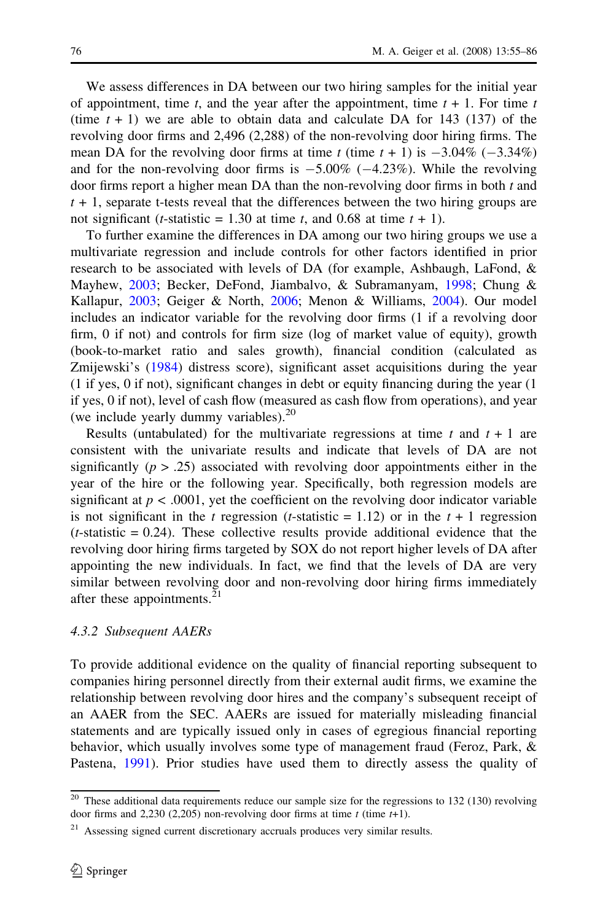We assess differences in DA between our two hiring samples for the initial year of appointment, time $t$, and the year after the appointment, time $t + 1$. For time $t$ (time $t + 1$) we are able to obtain data and calculate DA for 143 (137) of the revolving door firms and 2,496 (2,288) of the non-revolving door hiring firms. The mean DA for the revolving door firms at time $t$ (time $t + 1$) is −3.04% (−3.34%) and for the non-revolving door firms is −5.00% (−4.23%). While the revolving door firms report a higher mean DA than the non-revolving door firms in both $t$ and $t + 1$, separate t-tests reveal that the differences between the two hiring groups are not significant ($t$-statistic = 1.30 at time $t$, and 0.68 at time $t + 1$).

To further examine the differences in DA among our two hiring groups we use a multivariate regression and include controls for other factors identified in prior research to be associated with levels of DA (for example, Ashbaugh, LaFond, & Mayhew, 2003; Becker, DeFond, Jiambalvo, & Subramanyam, 1998; Chung & Kallapur, 2003; Geiger & North, 2006; Menon & Williams, 2004). Our model includes an indicator variable for the revolving door firms (1 if a revolving door firm, 0 if not) and controls for firm size (log of market value of equity), growth (book-to-market ratio and sales growth), financial condition (calculated as Zmijewski's (1984) distress score), significant asset acquisitions during the year (1 if yes, 0 if not), significant changes in debt or equity financing during the year (1 if yes, 0 if not), level of cash flow (measured as cash flow from operations), and year (we include yearly dummy variables).[20]

Results (untabulated) for the multivariate regressions at time $t$ and $t + 1$ are consistent with the univariate results and indicate that levels of DA are not significantly ($p > .25$) associated with revolving door appointments either in the year of the hire or the following year. Specifically, both regression models are significant at $p < .0001$, yet the coefficient on the revolving door indicator variable is not significant in the $t$ regression ($t$-statistic = 1.12) or in the $t + 1$ regression ($t$-statistic = 0.24). These collective results provide additional evidence that the revolving door hiring firms targeted by SOX do not report higher levels of DA after appointing the new individuals. In fact, we find that the levels of DA are very similar between revolving door and non-revolving door hiring firms immediately after these appointments.[21]

### 4.3.2 Subsequent AAERs

To provide additional evidence on the quality of financial reporting subsequent to companies hiring personnel directly from their external audit firms, we examine the relationship between revolving door hires and the company's subsequent receipt of an AAER from the SEC. AAERs are issued for materially misleading financial statements and are typically issued only in cases of egregious financial reporting behavior, which usually involves some type of management fraud (Feroz, Park, & Pastena, 1991). Prior studies have used them to directly assess the quality of

---

[20] These additional data requirements reduce our sample size for the regressions to 132 (130) revolving door firms and 2,230 (2,205) non-revolving door firms at time $t$ (time $t$+1).

[21] Assessing signed current discretionary accruals produces very similar results.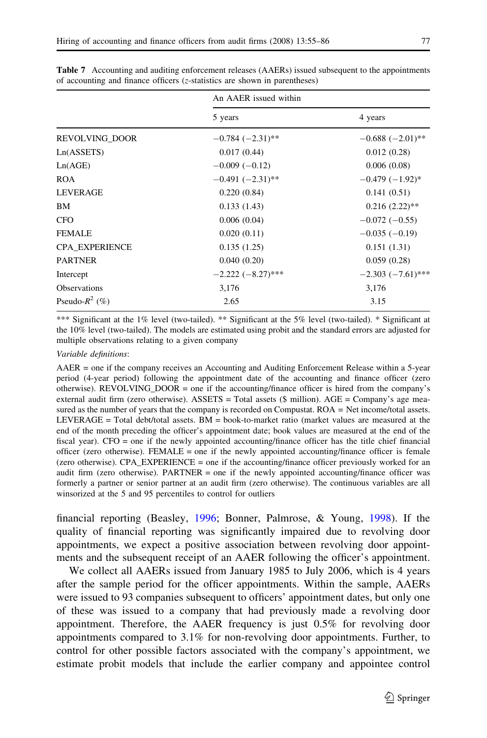**Table 7** Accounting and auditing enforcement releases (AAERs) issued subsequent to the appointments of accounting and finance officers (*z*-statistics are shown in parentheses)

| | An AAER issued within | |
|---|---|---|
| | 5 years | 4 years |
| REVOLVING_DOOR | −0.784 (−2.31)** | −0.688 (−2.01)** |
| Ln(ASSETS) | 0.017 (0.44) | 0.012 (0.28) |
| Ln(AGE) | −0.009 (−0.12) | 0.006 (0.08) |
| ROA | −0.491 (−2.31)** | −0.479 (−1.92)* |
| LEVERAGE | 0.220 (0.84) | 0.141 (0.51) |
| BM | 0.133 (1.43) | 0.216 (2.22)** |
| CFO | 0.006 (0.04) | −0.072 (−0.55) |
| FEMALE | 0.020 (0.11) | −0.035 (−0.19) |
| CPA_EXPERIENCE | 0.135 (1.25) | 0.151 (1.31) |
| PARTNER | 0.040 (0.20) | 0.059 (0.28) |
| Intercept | −2.222 (−8.27)*** | −2.303 (−7.61)*** |
| Observations | 3,176 | 3,176 |
| Pseudo-$R^2$ (%) | 2.65 | 3.15 |

*** Significant at the 1% level (two-tailed). ** Significant at the 5% level (two-tailed). * Significant at the 10% level (two-tailed). The models are estimated using probit and the standard errors are adjusted for multiple observations relating to a given company

*Variable definitions*:

AAER = one if the company receives an Accounting and Auditing Enforcement Release within a 5-year period (4-year period) following the appointment date of the accounting and finance officer (zero otherwise). REVOLVING_DOOR = one if the accounting/finance officer is hired from the company's external audit firm (zero otherwise). ASSETS = Total assets ($ million). AGE = Company's age measured as the number of years that the company is recorded on Compustat. ROA = Net income/total assets. LEVERAGE = Total debt/total assets. BM = book-to-market ratio (market values are measured at the end of the month preceding the officer's appointment date; book values are measured at the end of the fiscal year). CFO = one if the newly appointed accounting/finance officer has the title chief financial officer (zero otherwise). FEMALE = one if the newly appointed accounting/finance officer is female (zero otherwise). CPA_EXPERIENCE = one if the accounting/finance officer previously worked for an audit firm (zero otherwise). PARTNER = one if the newly appointed accounting/finance officer was formerly a partner or senior partner at an audit firm (zero otherwise). The continuous variables are all winsorized at the 5 and 95 percentiles to control for outliers

financial reporting (Beasley, 1996; Bonner, Palmrose, & Young, 1998). If the quality of financial reporting was significantly impaired due to revolving door appointments, we expect a positive association between revolving door appointments and the subsequent receipt of an AAER following the officer's appointment.

We collect all AAERs issued from January 1985 to July 2006, which is 4 years after the sample period for the officer appointments. Within the sample, AAERs were issued to 93 companies subsequent to officers' appointment dates, but only one of these was issued to a company that had previously made a revolving door appointment. Therefore, the AAER frequency is just 0.5% for revolving door appointments compared to 3.1% for non-revolving door appointments. Further, to control for other possible factors associated with the company's appointment, we estimate probit models that include the earlier company and appointee control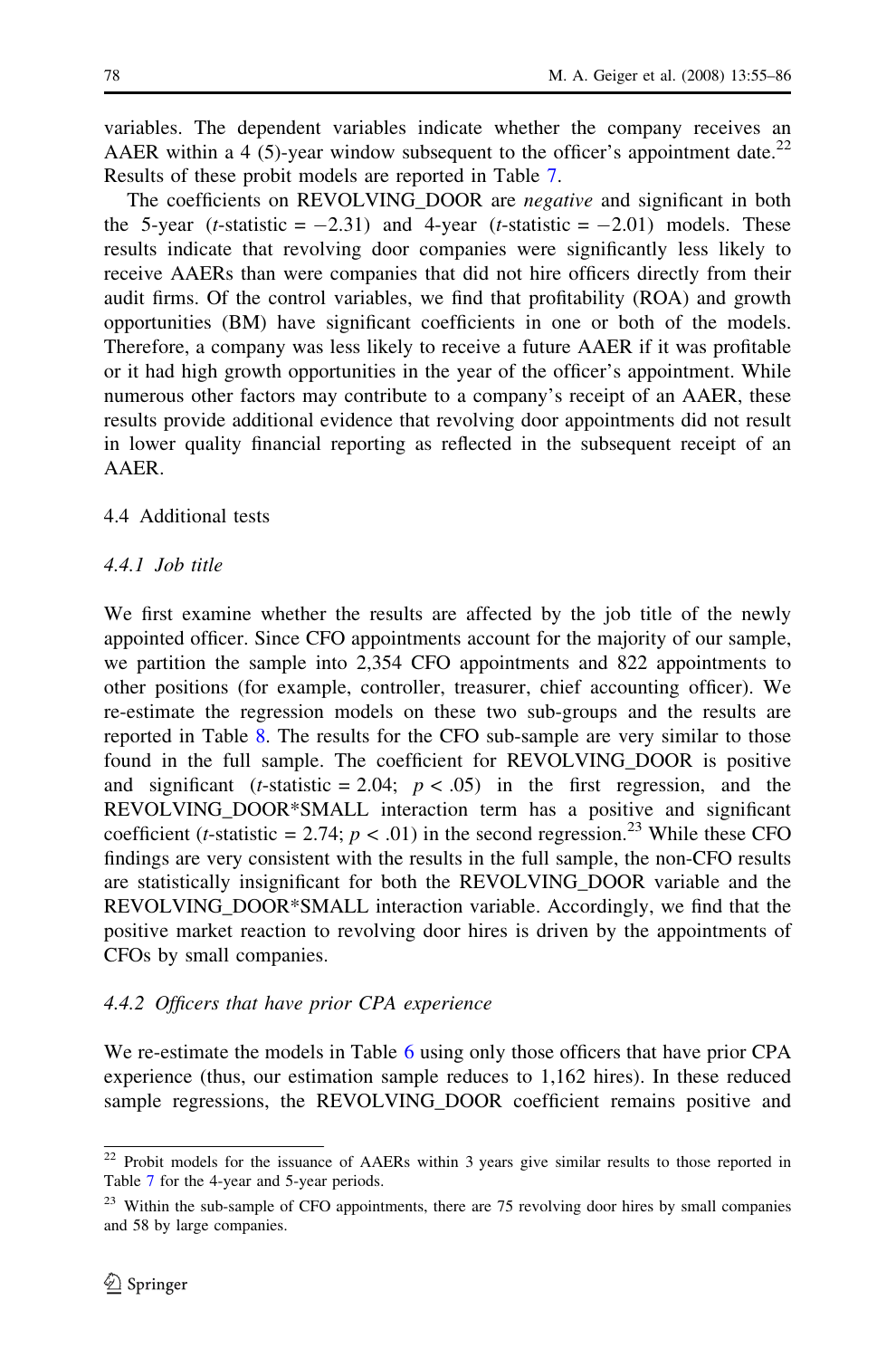variables. The dependent variables indicate whether the company receives an AAER within a 4 (5)-year window subsequent to the officer's appointment date.[22] Results of these probit models are reported in Table 7.

The coefficients on REVOLVING_DOOR are *negative* and significant in both the 5-year ($t$-statistic = −2.31) and 4-year ($t$-statistic = −2.01) models. These results indicate that revolving door companies were significantly less likely to receive AAERs than were companies that did not hire officers directly from their audit firms. Of the control variables, we find that profitability (ROA) and growth opportunities (BM) have significant coefficients in one or both of the models. Therefore, a company was less likely to receive a future AAER if it was profitable or it had high growth opportunities in the year of the officer's appointment. While numerous other factors may contribute to a company's receipt of an AAER, these results provide additional evidence that revolving door appointments did not result in lower quality financial reporting as reflected in the subsequent receipt of an AAER.

### 4.4 Additional tests

#### *4.4.1 Job title*

We first examine whether the results are affected by the job title of the newly appointed officer. Since CFO appointments account for the majority of our sample, we partition the sample into 2,354 CFO appointments and 822 appointments to other positions (for example, controller, treasurer, chief accounting officer). We re-estimate the regression models on these two sub-groups and the results are reported in Table 8. The results for the CFO sub-sample are very similar to those found in the full sample. The coefficient for REVOLVING_DOOR is positive and significant ($t$-statistic = 2.04; $p < .05$) in the first regression, and the REVOLVING_DOOR*SMALL interaction term has a positive and significant coefficient ($t$-statistic = 2.74; $p < .01$) in the second regression.[23] While these CFO findings are very consistent with the results in the full sample, the non-CFO results are statistically insignificant for both the REVOLVING_DOOR variable and the REVOLVING_DOOR*SMALL interaction variable. Accordingly, we find that the positive market reaction to revolving door hires is driven by the appointments of CFOs by small companies.

#### *4.4.2 Officers that have prior CPA experience*

We re-estimate the models in Table 6 using only those officers that have prior CPA experience (thus, our estimation sample reduces to 1,162 hires). In these reduced sample regressions, the REVOLVING_DOOR coefficient remains positive and

---

[22] Probit models for the issuance of AAERs within 3 years give similar results to those reported in Table 7 for the 4-year and 5-year periods.

[23] Within the sub-sample of CFO appointments, there are 75 revolving door hires by small companies and 58 by large companies.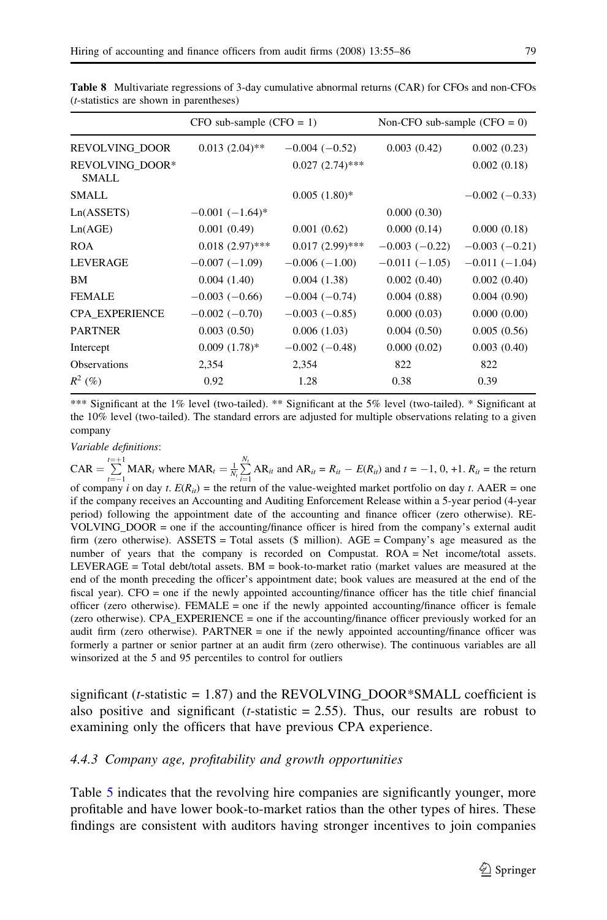**Table 8** Multivariate regressions of 3-day cumulative abnormal returns (CAR) for CFOs and non-CFOs (*t*-statistics are shown in parentheses)

| | CFO sub-sample (CFO = 1) | | Non-CFO sub-sample (CFO = 0) | |
|---|---|---|---|---|
| REVOLVING_DOOR | 0.013 (2.04)** | −0.004 (−0.52) | 0.003 (0.42) | 0.002 (0.23) |
| REVOLVING_DOOR* SMALL | | 0.027 (2.74)*** | | 0.002 (0.18) |
| SMALL | | 0.005 (1.80)* | | −0.002 (−0.33) |
| Ln(ASSETS) | −0.001 (−1.64)* | | 0.000 (0.30) | |
| Ln(AGE) | 0.001 (0.49) | 0.001 (0.62) | 0.000 (0.14) | 0.000 (0.18) |
| ROA | 0.018 (2.97)*** | 0.017 (2.99)*** | −0.003 (−0.22) | −0.003 (−0.21) |
| LEVERAGE | −0.007 (−1.09) | −0.006 (−1.00) | −0.011 (−1.05) | −0.011 (−1.04) |
| BM | 0.004 (1.40) | 0.004 (1.38) | 0.002 (0.40) | 0.002 (0.40) |
| FEMALE | −0.003 (−0.66) | −0.004 (−0.74) | 0.004 (0.88) | 0.004 (0.90) |
| CPA_EXPERIENCE | −0.002 (−0.70) | −0.003 (−0.85) | 0.000 (0.03) | 0.000 (0.00) |
| PARTNER | 0.003 (0.50) | 0.006 (1.03) | 0.004 (0.50) | 0.005 (0.56) |
| Intercept | 0.009 (1.78)* | −0.002 (−0.48) | 0.000 (0.02) | 0.003 (0.40) |
| Observations | 2,354 | 2,354 | 822 | 822 |
| $R^2$ (%) | 0.92 | 1.28 | 0.38 | 0.39 |

*** Significant at the 1% level (two-tailed). ** Significant at the 5% level (two-tailed). * Significant at the 10% level (two-tailed). The standard errors are adjusted for multiple observations relating to a given company

*Variable definitions*:

$\text{CAR} = \sum_{t=-1}^{t=+1} \text{MAR}_t$ where $\text{MAR}_t = \frac{1}{N_t}\sum_{i=1}^{N_t} \text{AR}_{it}$ and $\text{AR}_{it} = R_{it} - E(R_{it})$ and $t = -1, 0, +1$. $R_{it}$ = the return of company $i$ on day $t$. $E(R_{it})$ = the return of the value-weighted market portfolio on day $t$. AAER = one if the company receives an Accounting and Auditing Enforcement Release within a 5-year period (4-year period) following the appointment date of the accounting and finance officer (zero otherwise). REVOLVING_DOOR = one if the accounting/finance officer is hired from the company's external audit firm (zero otherwise). ASSETS = Total assets ($ million). AGE = Company's age measured as the number of years that the company is recorded on Compustat. ROA = Net income/total assets. LEVERAGE = Total debt/total assets. BM = book-to-market ratio (market values are measured at the end of the month preceding the officer's appointment date; book values are measured at the end of the fiscal year). CFO = one if the newly appointed accounting/finance officer has the title chief financial officer (zero otherwise). FEMALE = one if the newly appointed accounting/finance officer is female (zero otherwise). CPA_EXPERIENCE = one if the accounting/finance officer previously worked for an audit firm (zero otherwise). PARTNER = one if the newly appointed accounting/finance officer was formerly a partner or senior partner at an audit firm (zero otherwise). The continuous variables are all winsorized at the 5 and 95 percentiles to control for outliers

significant (*t*-statistic = 1.87) and the REVOLVING_DOOR*SMALL coefficient is also positive and significant (*t*-statistic = 2.55). Thus, our results are robust to examining only the officers that have previous CPA experience.

#### 4.4.3 Company age, profitability and growth opportunities

Table 5 indicates that the revolving hire companies are significantly younger, more profitable and have lower book-to-market ratios than the other types of hires. These findings are consistent with auditors having stronger incentives to join companies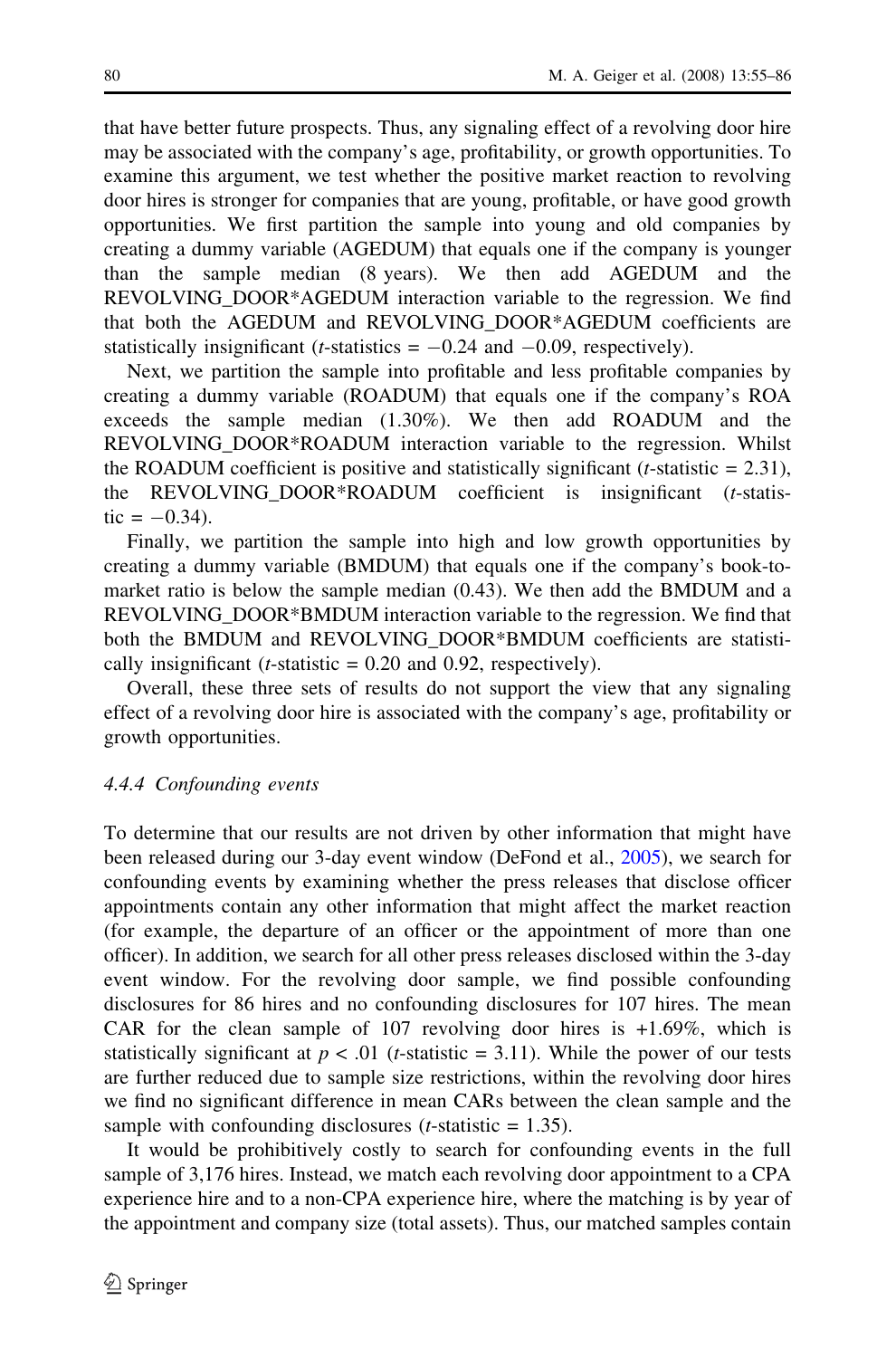that have better future prospects. Thus, any signaling effect of a revolving door hire may be associated with the company's age, profitability, or growth opportunities. To examine this argument, we test whether the positive market reaction to revolving door hires is stronger for companies that are young, profitable, or have good growth opportunities. We first partition the sample into young and old companies by creating a dummy variable (AGEDUM) that equals one if the company is younger than the sample median (8 years). We then add AGEDUM and the REVOLVING_DOOR*AGEDUM interaction variable to the regression. We find that both the AGEDUM and REVOLVING_DOOR*AGEDUM coefficients are statistically insignificant ($t$-statistics = −0.24 and −0.09, respectively).

Next, we partition the sample into profitable and less profitable companies by creating a dummy variable (ROADUM) that equals one if the company's ROA exceeds the sample median (1.30%). We then add ROADUM and the REVOLVING_DOOR*ROADUM interaction variable to the regression. Whilst the ROADUM coefficient is positive and statistically significant ($t$-statistic = 2.31), the REVOLVING_DOOR*ROADUM coefficient is insignificant ($t$-statistic = −0.34).

Finally, we partition the sample into high and low growth opportunities by creating a dummy variable (BMDUM) that equals one if the company's book-to-market ratio is below the sample median (0.43). We then add the BMDUM and a REVOLVING_DOOR*BMDUM interaction variable to the regression. We find that both the BMDUM and REVOLVING_DOOR*BMDUM coefficients are statistically insignificant ($t$-statistic = 0.20 and 0.92, respectively).

Overall, these three sets of results do not support the view that any signaling effect of a revolving door hire is associated with the company's age, profitability or growth opportunities.

#### 4.4.4 Confounding events

To determine that our results are not driven by other information that might have been released during our 3-day event window (DeFond et al., 2005), we search for confounding events by examining whether the press releases that disclose officer appointments contain any other information that might affect the market reaction (for example, the departure of an officer or the appointment of more than one officer). In addition, we search for all other press releases disclosed within the 3-day event window. For the revolving door sample, we find possible confounding disclosures for 86 hires and no confounding disclosures for 107 hires. The mean CAR for the clean sample of 107 revolving door hires is +1.69%, which is statistically significant at $p < .01$ ($t$-statistic = 3.11). While the power of our tests are further reduced due to sample size restrictions, within the revolving door hires we find no significant difference in mean CARs between the clean sample and the sample with confounding disclosures ($t$-statistic = 1.35).

It would be prohibitively costly to search for confounding events in the full sample of 3,176 hires. Instead, we match each revolving door appointment to a CPA experience hire and to a non-CPA experience hire, where the matching is by year of the appointment and company size (total assets). Thus, our matched samples contain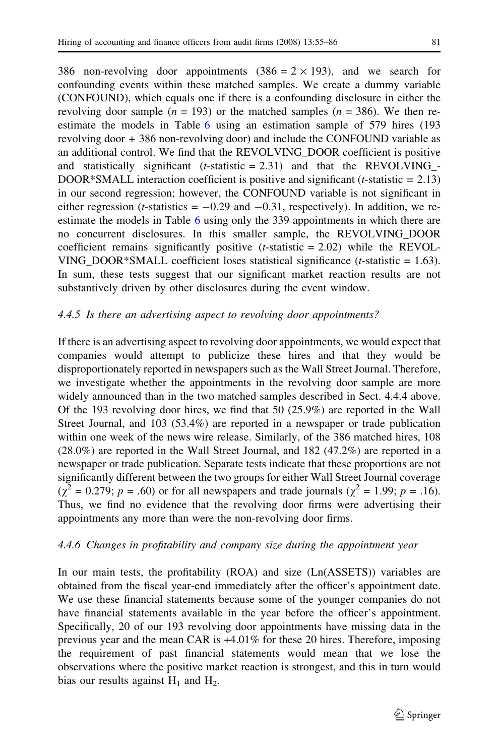386 non-revolving door appointments ($386 = 2 \times 193$), and we search for confounding events within these matched samples. We create a dummy variable (CONFOUND), which equals one if there is a confounding disclosure in either the revolving door sample ($n = 193$) or the matched samples ($n = 386$). We then re-estimate the models in Table 6 using an estimation sample of 579 hires (193 revolving door + 386 non-revolving door) and include the CONFOUND variable as an additional control. We find that the REVOLVING_DOOR coefficient is positive and statistically significant ($t$-statistic = 2.31) and that the REVOLVING_DOOR*SMALL interaction coefficient is positive and significant ($t$-statistic = 2.13) in our second regression; however, the CONFOUND variable is not significant in either regression ($t$-statistics = −0.29 and −0.31, respectively). In addition, we re-estimate the models in Table 6 using only the 339 appointments in which there are no concurrent disclosures. In this smaller sample, the REVOLVING_DOOR coefficient remains significantly positive ($t$-statistic = 2.02) while the REVOLVING_DOOR*SMALL coefficient loses statistical significance ($t$-statistic = 1.63). In sum, these tests suggest that our significant market reaction results are not substantively driven by other disclosures during the event window.

#### 4.4.5 Is there an advertising aspect to revolving door appointments?

If there is an advertising aspect to revolving door appointments, we would expect that companies would attempt to publicize these hires and that they would be disproportionately reported in newspapers such as the Wall Street Journal. Therefore, we investigate whether the appointments in the revolving door sample are more widely announced than in the two matched samples described in Sect. 4.4.4 above. Of the 193 revolving door hires, we find that 50 (25.9%) are reported in the Wall Street Journal, and 103 (53.4%) are reported in a newspaper or trade publication within one week of the news wire release. Similarly, of the 386 matched hires, 108 (28.0%) are reported in the Wall Street Journal, and 182 (47.2%) are reported in a newspaper or trade publication. Separate tests indicate that these proportions are not significantly different between the two groups for either Wall Street Journal coverage ($\chi^2 = 0.279$; $p = .60$) or for all newspapers and trade journals ($\chi^2 = 1.99$; $p = .16$). Thus, we find no evidence that the revolving door firms were advertising their appointments any more than were the non-revolving door firms.

#### 4.4.6 Changes in profitability and company size during the appointment year

In our main tests, the profitability (ROA) and size (Ln(ASSETS)) variables are obtained from the fiscal year-end immediately after the officer's appointment date. We use these financial statements because some of the younger companies do not have financial statements available in the year before the officer's appointment. Specifically, 20 of our 193 revolving door appointments have missing data in the previous year and the mean CAR is +4.01% for these 20 hires. Therefore, imposing the requirement of past financial statements would mean that we lose the observations where the positive market reaction is strongest, and this in turn would bias our results against $H_1$ and $H_2$.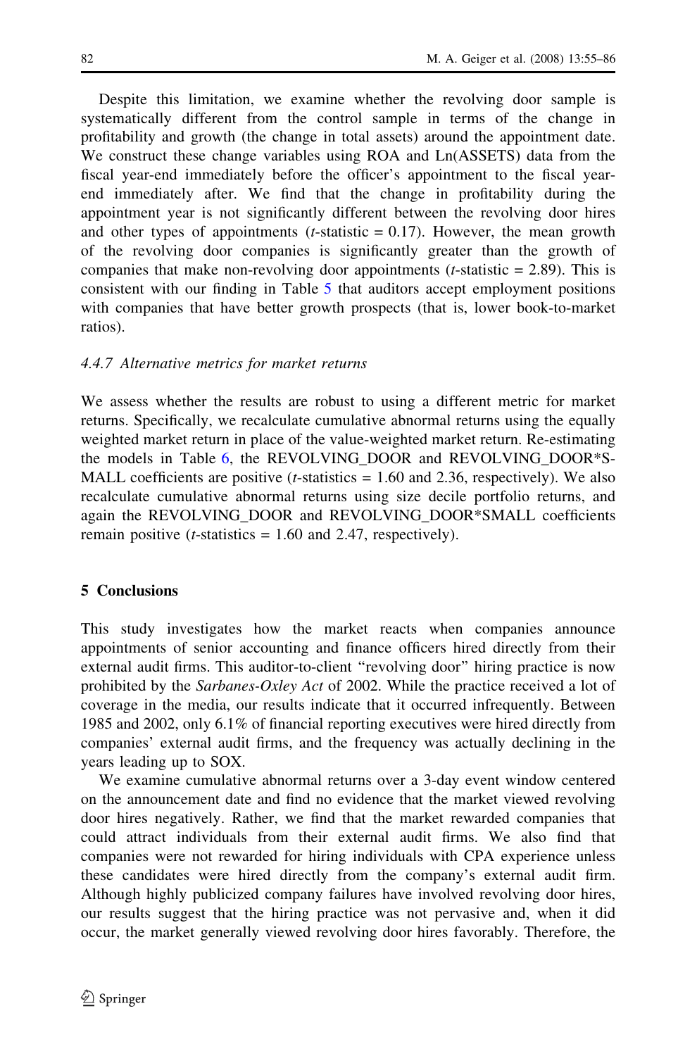Despite this limitation, we examine whether the revolving door sample is systematically different from the control sample in terms of the change in profitability and growth (the change in total assets) around the appointment date. We construct these change variables using ROA and Ln(ASSETS) data from the fiscal year-end immediately before the officer's appointment to the fiscal year-end immediately after. We find that the change in profitability during the appointment year is not significantly different between the revolving door hires and other types of appointments (*t*-statistic = 0.17). However, the mean growth of the revolving door companies is significantly greater than the growth of companies that make non-revolving door appointments (*t*-statistic = 2.89). This is consistent with our finding in Table 5 that auditors accept employment positions with companies that have better growth prospects (that is, lower book-to-market ratios).

### 4.4.7 Alternative metrics for market returns

We assess whether the results are robust to using a different metric for market returns. Specifically, we recalculate cumulative abnormal returns using the equally weighted market return in place of the value-weighted market return. Re-estimating the models in Table 6, the REVOLVING_DOOR and REVOLVING_DOOR*SMALL coefficients are positive (*t*-statistics = 1.60 and 2.36, respectively). We also recalculate cumulative abnormal returns using size decile portfolio returns, and again the REVOLVING_DOOR and REVOLVING_DOOR*SMALL coefficients remain positive (*t*-statistics = 1.60 and 2.47, respectively).

## 5 Conclusions

This study investigates how the market reacts when companies announce appointments of senior accounting and finance officers hired directly from their external audit firms. This auditor-to-client "revolving door" hiring practice is now prohibited by the *Sarbanes-Oxley Act* of 2002. While the practice received a lot of coverage in the media, our results indicate that it occurred infrequently. Between 1985 and 2002, only 6.1% of financial reporting executives were hired directly from companies' external audit firms, and the frequency was actually declining in the years leading up to SOX.

We examine cumulative abnormal returns over a 3-day event window centered on the announcement date and find no evidence that the market viewed revolving door hires negatively. Rather, we find that the market rewarded companies that could attract individuals from their external audit firms. We also find that companies were not rewarded for hiring individuals with CPA experience unless these candidates were hired directly from the company's external audit firm. Although highly publicized company failures have involved revolving door hires, our results suggest that the hiring practice was not pervasive and, when it did occur, the market generally viewed revolving door hires favorably. Therefore, the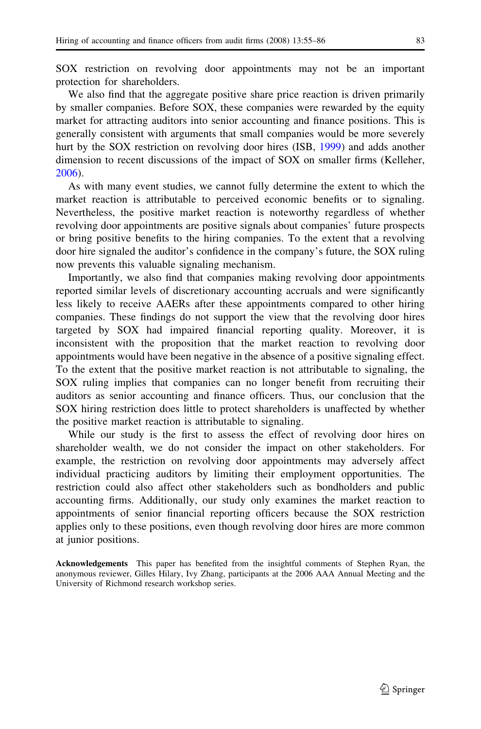SOX restriction on revolving door appointments may not be an important protection for shareholders.

We also find that the aggregate positive share price reaction is driven primarily by smaller companies. Before SOX, these companies were rewarded by the equity market for attracting auditors into senior accounting and finance positions. This is generally consistent with arguments that small companies would be more severely hurt by the SOX restriction on revolving door hires (ISB, 1999) and adds another dimension to recent discussions of the impact of SOX on smaller firms (Kelleher, 2006).

As with many event studies, we cannot fully determine the extent to which the market reaction is attributable to perceived economic benefits or to signaling. Nevertheless, the positive market reaction is noteworthy regardless of whether revolving door appointments are positive signals about companies' future prospects or bring positive benefits to the hiring companies. To the extent that a revolving door hire signaled the auditor's confidence in the company's future, the SOX ruling now prevents this valuable signaling mechanism.

Importantly, we also find that companies making revolving door appointments reported similar levels of discretionary accounting accruals and were significantly less likely to receive AAERs after these appointments compared to other hiring companies. These findings do not support the view that the revolving door hires targeted by SOX had impaired financial reporting quality. Moreover, it is inconsistent with the proposition that the market reaction to revolving door appointments would have been negative in the absence of a positive signaling effect. To the extent that the positive market reaction is not attributable to signaling, the SOX ruling implies that companies can no longer benefit from recruiting their auditors as senior accounting and finance officers. Thus, our conclusion that the SOX hiring restriction does little to protect shareholders is unaffected by whether the positive market reaction is attributable to signaling.

While our study is the first to assess the effect of revolving door hires on shareholder wealth, we do not consider the impact on other stakeholders. For example, the restriction on revolving door appointments may adversely affect individual practicing auditors by limiting their employment opportunities. The restriction could also affect other stakeholders such as bondholders and public accounting firms. Additionally, our study only examines the market reaction to appointments of senior financial reporting officers because the SOX restriction applies only to these positions, even though revolving door hires are more common at junior positions.

**Acknowledgements** This paper has benefited from the insightful comments of Stephen Ryan, the anonymous reviewer, Gilles Hilary, Ivy Zhang, participants at the 2006 AAA Annual Meeting and the University of Richmond research workshop series.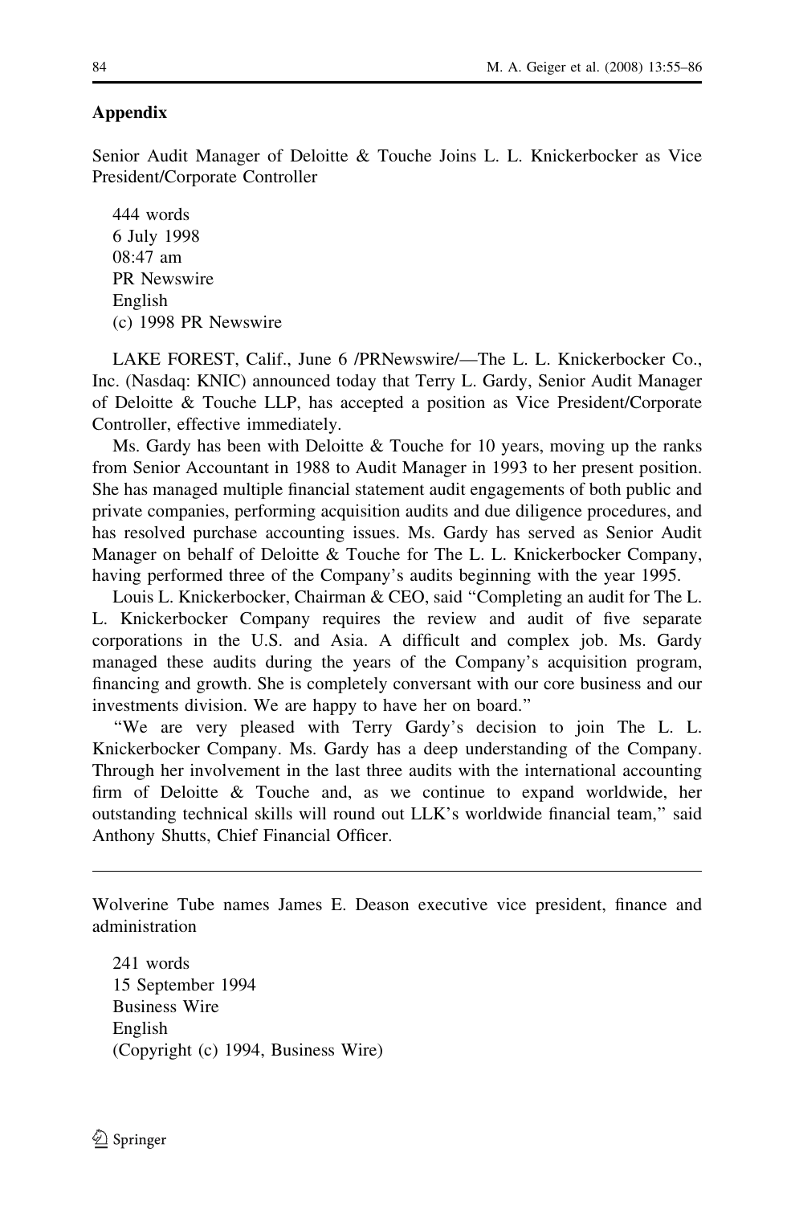## Appendix

Senior Audit Manager of Deloitte & Touche Joins L. L. Knickerbocker as Vice President/Corporate Controller

444 words
6 July 1998
08:47 am
PR Newswire
English
(c) 1998 PR Newswire

LAKE FOREST, Calif., June 6 /PRNewswire/—The L. L. Knickerbocker Co., Inc. (Nasdaq: KNIC) announced today that Terry L. Gardy, Senior Audit Manager of Deloitte & Touche LLP, has accepted a position as Vice President/Corporate Controller, effective immediately.

Ms. Gardy has been with Deloitte & Touche for 10 years, moving up the ranks from Senior Accountant in 1988 to Audit Manager in 1993 to her present position. She has managed multiple financial statement audit engagements of both public and private companies, performing acquisition audits and due diligence procedures, and has resolved purchase accounting issues. Ms. Gardy has served as Senior Audit Manager on behalf of Deloitte & Touche for The L. L. Knickerbocker Company, having performed three of the Company's audits beginning with the year 1995.

Louis L. Knickerbocker, Chairman & CEO, said "Completing an audit for The L. L. Knickerbocker Company requires the review and audit of five separate corporations in the U.S. and Asia. A difficult and complex job. Ms. Gardy managed these audits during the years of the Company's acquisition program, financing and growth. She is completely conversant with our core business and our investments division. We are happy to have her on board."

"We are very pleased with Terry Gardy's decision to join The L. L. Knickerbocker Company. Ms. Gardy has a deep understanding of the Company. Through her involvement in the last three audits with the international accounting firm of Deloitte & Touche and, as we continue to expand worldwide, her outstanding technical skills will round out LLK's worldwide financial team," said Anthony Shutts, Chief Financial Officer.

---

Wolverine Tube names James E. Deason executive vice president, finance and administration

241 words
15 September 1994
Business Wire
English
(Copyright (c) 1994, Business Wire)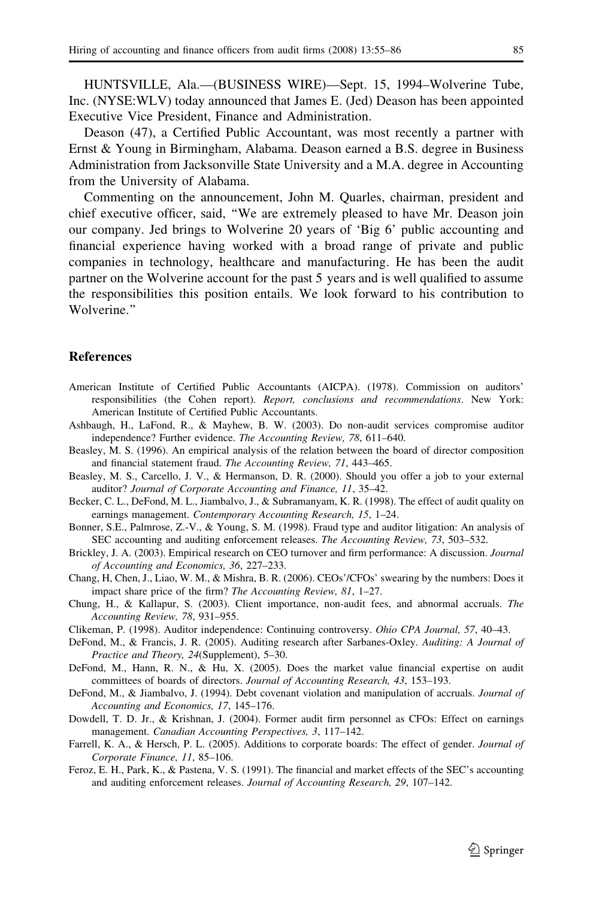HUNTSVILLE, Ala.—(BUSINESS WIRE)—Sept. 15, 1994–Wolverine Tube, Inc. (NYSE:WLV) today announced that James E. (Jed) Deason has been appointed Executive Vice President, Finance and Administration.

Deason (47), a Certified Public Accountant, was most recently a partner with Ernst & Young in Birmingham, Alabama. Deason earned a B.S. degree in Business Administration from Jacksonville State University and a M.A. degree in Accounting from the University of Alabama.

Commenting on the announcement, John M. Quarles, chairman, president and chief executive officer, said, "We are extremely pleased to have Mr. Deason join our company. Jed brings to Wolverine 20 years of 'Big 6' public accounting and financial experience having worked with a broad range of private and public companies in technology, healthcare and manufacturing. He has been the audit partner on the Wolverine account for the past 5 years and is well qualified to assume the responsibilities this position entails. We look forward to his contribution to Wolverine."

## References

American Institute of Certified Public Accountants (AICPA). (1978). Commission on auditors' responsibilities (the Cohen report). *Report, conclusions and recommendations*. New York: American Institute of Certified Public Accountants.

Ashbaugh, H., LaFond, R., & Mayhew, B. W. (2003). Do non-audit services compromise auditor independence? Further evidence. *The Accounting Review, 78*, 611–640.

Beasley, M. S. (1996). An empirical analysis of the relation between the board of director composition and financial statement fraud. *The Accounting Review, 71*, 443–465.

Beasley, M. S., Carcello, J. V., & Hermanson, D. R. (2000). Should you offer a job to your external auditor? *Journal of Corporate Accounting and Finance, 11*, 35–42.

Becker, C. L., DeFond, M. L., Jiambalvo, J., & Subramanyam, K. R. (1998). The effect of audit quality on earnings management. *Contemporary Accounting Research, 15*, 1–24.

Bonner, S.E., Palmrose, Z.-V., & Young, S. M. (1998). Fraud type and auditor litigation: An analysis of SEC accounting and auditing enforcement releases. *The Accounting Review, 73*, 503–532.

Brickley, J. A. (2003). Empirical research on CEO turnover and firm performance: A discussion. *Journal of Accounting and Economics, 36*, 227–233.

Chang, H, Chen, J., Liao, W. M., & Mishra, B. R. (2006). CEOs'/CFOs' swearing by the numbers: Does it impact share price of the firm? *The Accounting Review, 81*, 1–27.

Chung, H., & Kallapur, S. (2003). Client importance, non-audit fees, and abnormal accruals. *The Accounting Review, 78*, 931–955.

Clikeman, P. (1998). Auditor independence: Continuing controversy. *Ohio CPA Journal, 57*, 40–43.

DeFond, M., & Francis, J. R. (2005). Auditing research after Sarbanes-Oxley. *Auditing: A Journal of Practice and Theory, 24*(Supplement), 5–30.

DeFond, M., Hann, R. N., & Hu, X. (2005). Does the market value financial expertise on audit committees of boards of directors. *Journal of Accounting Research, 43*, 153–193.

DeFond, M., & Jiambalvo, J. (1994). Debt covenant violation and manipulation of accruals. *Journal of Accounting and Economics, 17*, 145–176.

Dowdell, T. D. Jr., & Krishnan, J. (2004). Former audit firm personnel as CFOs: Effect on earnings management. *Canadian Accounting Perspectives, 3*, 117–142.

Farrell, K. A., & Hersch, P. L. (2005). Additions to corporate boards: The effect of gender. *Journal of Corporate Finance, 11*, 85–106.

Feroz, E. H., Park, K., & Pastena, V. S. (1991). The financial and market effects of the SEC's accounting and auditing enforcement releases. *Journal of Accounting Research, 29*, 107–142.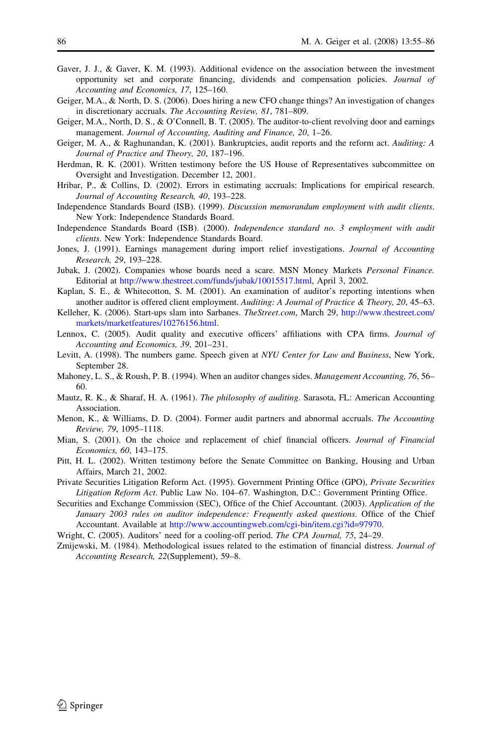Gaver, J. J., & Gaver, K. M. (1993). Additional evidence on the association between the investment opportunity set and corporate financing, dividends and compensation policies. *Journal of Accounting and Economics, 17*, 125–160.

Geiger, M.A., & North, D. S. (2006). Does hiring a new CFO change things? An investigation of changes in discretionary accruals. *The Accounting Review, 81*, 781–809.

Geiger, M.A., North, D. S., & O'Connell, B. T. (2005). The auditor-to-client revolving door and earnings management. *Journal of Accounting, Auditing and Finance, 20*, 1–26.

Geiger, M. A., & Raghunandan, K. (2001). Bankruptcies, audit reports and the reform act. *Auditing: A Journal of Practice and Theory, 20*, 187–196.

Herdman, R. K. (2001). Written testimony before the US House of Representatives subcommittee on Oversight and Investigation. December 12, 2001.

Hribar, P., & Collins, D. (2002). Errors in estimating accruals: Implications for empirical research. *Journal of Accounting Research, 40*, 193–228.

Independence Standards Board (ISB). (1999). *Discussion memorandum employment with audit clients*. New York: Independence Standards Board.

Independence Standards Board (ISB). (2000). *Independence standard no. 3 employment with audit clients*. New York: Independence Standards Board.

Jones, J. (1991). Earnings management during import relief investigations. *Journal of Accounting Research, 29*, 193–228.

Jubak, J. (2002). Companies whose boards need a scare. MSN Money Markets *Personal Finance*. Editorial at http://www.thestreet.com/funds/jubak/10015517.html, April 3, 2002.

Kaplan, S. E., & Whitecotton, S. M. (2001). An examination of auditor's reporting intentions when another auditor is offered client employment. *Auditing: A Journal of Practice & Theory, 20*, 45–63.

Kelleher, K. (2006). Start-ups slam into Sarbanes. *TheStreet.com*, March 29, http://www.thestreet.com/markets/marketfeatures/10276156.html.

Lennox, C. (2005). Audit quality and executive officers' affiliations with CPA firms. *Journal of Accounting and Economics, 39*, 201–231.

Levitt, A. (1998). The numbers game. Speech given at *NYU Center for Law and Business*, New York, September 28.

Mahoney, L. S., & Roush, P. B. (1994). When an auditor changes sides. *Management Accounting, 76*, 56–60.

Mautz, R. K., & Sharaf, H. A. (1961). *The philosophy of auditing*. Sarasota, FL: American Accounting Association.

Menon, K., & Williams, D. D. (2004). Former audit partners and abnormal accruals. *The Accounting Review, 79*, 1095–1118.

Mian, S. (2001). On the choice and replacement of chief financial officers. *Journal of Financial Economics, 60*, 143–175.

Pitt, H. L. (2002). Written testimony before the Senate Committee on Banking, Housing and Urban Affairs, March 21, 2002.

Private Securities Litigation Reform Act. (1995). Government Printing Office (GPO), *Private Securities Litigation Reform Act*. Public Law No. 104–67. Washington, D.C.: Government Printing Office.

Securities and Exchange Commission (SEC), Office of the Chief Accountant. (2003). *Application of the January 2003 rules on auditor independence: Frequently asked questions*. Office of the Chief Accountant. Available at http://www.accountingweb.com/cgi-bin/item.cgi?id=97970.

Wright, C. (2005). Auditors' need for a cooling-off period. *The CPA Journal, 75*, 24–29.

Zmijewski, M. (1984). Methodological issues related to the estimation of financial distress. *Journal of Accounting Research, 22*(Supplement), 59–8.